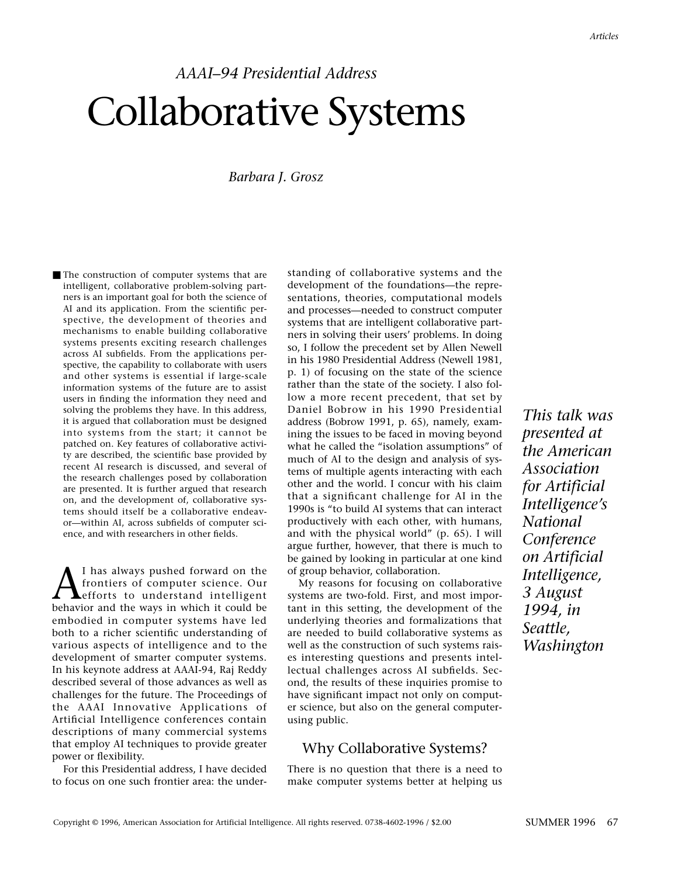*AAAI–94 Presidential Address*

# Collaborative Systems

*Barbara J. Grosz*

■ The construction of computer systems that are intelligent, collaborative problem-solving partners is an important goal for both the science of AI and its application. From the scientific perspective, the development of theories and mechanisms to enable building collaborative systems presents exciting research challenges across AI subfields. From the applications perspective, the capability to collaborate with users and other systems is essential if large-scale information systems of the future are to assist users in finding the information they need and solving the problems they have. In this address, it is argued that collaboration must be designed into systems from the start; it cannot be patched on. Key features of collaborative activity are described, the scientific base provided by recent AI research is discussed, and several of the research challenges posed by collaboration are presented. It is further argued that research on, and the development of, collaborative systems should itself be a collaborative endeavor—within AI, across subfields of computer science, and with researchers in other fields.

*This talk was presented at the American Association for Artificial Intelligence's National Conference on Artificial Intelligence, 3 August 1994, in Seattle, Washington*

AI has always pushed forward on the frontiers of computer science. Our efforts to understand intelligent behavior and the ways in which it could be embodied in computer systems have led both to a richer scientific understanding of various aspects of intelligence and to the development of smarter computer systems. In his keynote address at AAAI-94, Raj Reddy described several of those advances as well as challenges for the future. The Proceedings of the AAAI Innovative Applications of Artificial Intelligence conferences contain descriptions of many commercial systems that employ AI techniques to provide greater power or flexibility.

For this Presidential address, I have decided to focus on one such frontier area: the understanding of collaborative systems and the development of the foundations—the representations, theories, computational models and processes—needed to construct computer systems that are intelligent collaborative partners in solving their users' problems. In doing so, I follow the precedent set by Allen Newell in his 1980 Presidential Address (Newell 1981, p. 1) of focusing on the state of the science rather than the state of the society. I also follow a more recent precedent, that set by Daniel Bobrow in his 1990 Presidential address (Bobrow 1991, p. 65), namely, examining the issues to be faced in moving beyond what he called the "isolation assumptions" of much of AI to the design and analysis of systems of multiple agents interacting with each other and the world. I concur with his claim that a significant challenge for AI in the 1990s is "to build AI systems that can interact productively with each other, with humans, and with the physical world" (p. 65). I will argue further, however, that there is much to be gained by looking in particular at one kind of group behavior, collaboration.

My reasons for focusing on collaborative systems are two-fold. First, and most important in this setting, the development of the underlying theories and formalizations that are needed to build collaborative systems as well as the construction of such systems raises interesting questions and presents intellectual challenges across AI subfields. Second, the results of these inquiries promise to have significant impact not only on computer science, but also on the general computer-using public.

## Why Collaborative Systems?

There is no question that there is a need to make computer systems better at helping us

Copyright © 1996, American Association for Artificial Intelligence. All rights reserved. 0738-4602-1996 / $2.00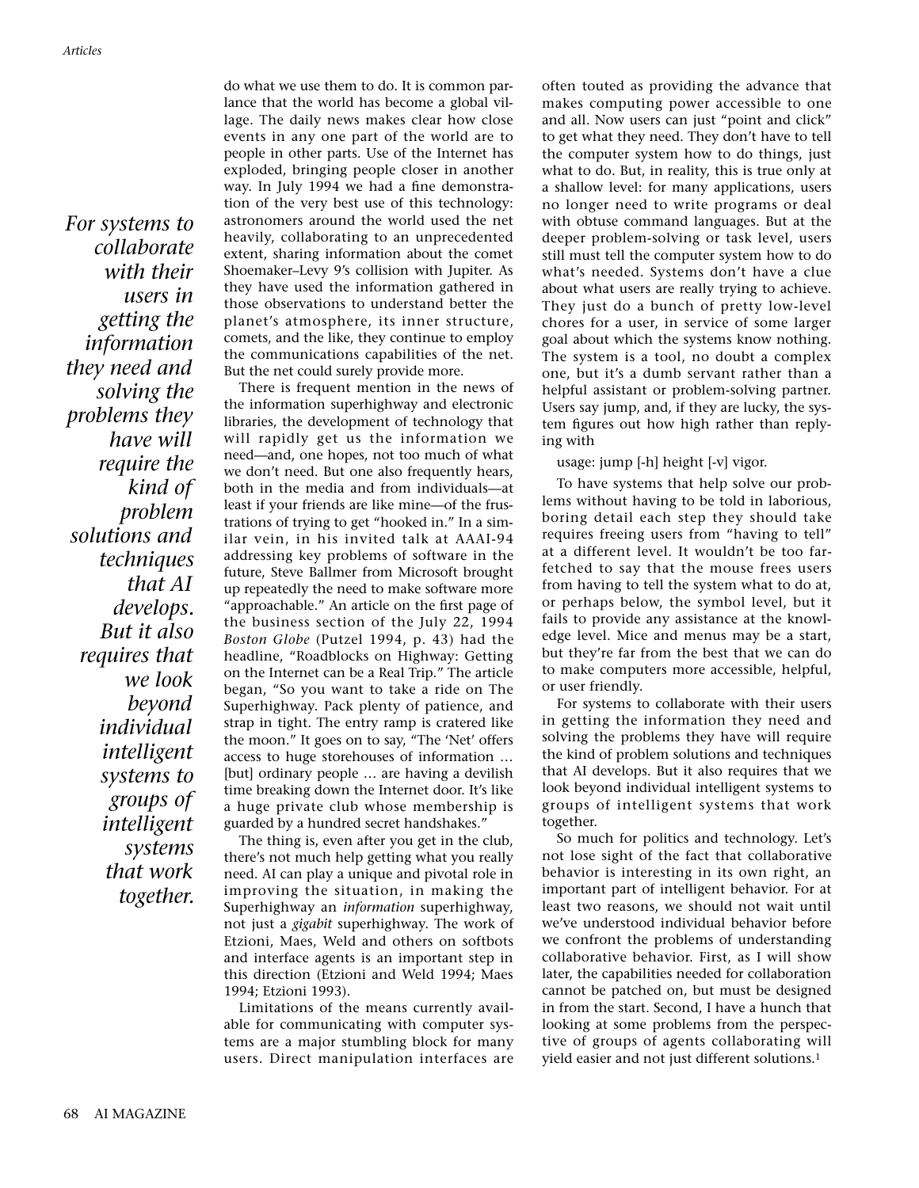do what we use them to do. It is common parlance that the world has become a global village. The daily news makes clear how close events in any one part of the world are to people in other parts. Use of the Internet has exploded, bringing people closer in another way. In July 1994 we had a fine demonstration of the very best use of this technology: astronomers around the world used the net heavily, collaborating to an unprecedented extent, sharing information about the comet Shoemaker–Levy 9's collision with Jupiter. As they have used the information gathered in those observations to understand better the planet's atmosphere, its inner structure, comets, and the like, they continue to employ the communications capabilities of the net. But the net could surely provide more.

There is frequent mention in the news of the information superhighway and electronic libraries, the development of technology that will rapidly get us the information we need—and, one hopes, not too much of what we don't need. But one also frequently hears, both in the media and from individuals—at least if your friends are like mine—of the frustrations of trying to get "hooked in." In a similar vein, in his invited talk at AAAI-94 addressing key problems of software in the future, Steve Ballmer from Microsoft brought up repeatedly the need to make software more "approachable." An article on the first page of the business section of the July 22, 1994 *Boston Globe* (Putzel 1994, p. 43) had the headline, "Roadblocks on Highway: Getting on the Internet can be a Real Trip." The article began, "So you want to take a ride on The Superhighway. Pack plenty of patience, and strap in tight. The entry ramp is cratered like the moon." It goes on to say, "The 'Net' offers access to huge storehouses of information … [but] ordinary people … are having a devilish time breaking down the Internet door. It's like a huge private club whose membership is guarded by a hundred secret handshakes."

The thing is, even after you get in the club, there's not much help getting what you really need. AI can play a unique and pivotal role in improving the situation, in making the Superhighway an *information* superhighway, not just a *gigabit* superhighway. The work of Etzioni, Maes, Weld and others on softbots and interface agents is an important step in this direction (Etzioni and Weld 1994; Maes 1994; Etzioni 1993).

Limitations of the means currently available for communicating with computer systems are a major stumbling block for many users. Direct manipulation interfaces are often touted as providing the advance that makes computing power accessible to one and all. Now users can just "point and click" to get what they need. They don't have to tell the computer system how to do things, just what to do. But, in reality, this is true only at a shallow level: for many applications, users no longer need to write programs or deal with obtuse command languages. But at the deeper problem-solving or task level, users still must tell the computer system how to do what's needed. Systems don't have a clue about what users are really trying to achieve. They just do a bunch of pretty low-level chores for a user, in service of some larger goal about which the systems know nothing. The system is a tool, no doubt a complex one, but it's a dumb servant rather than a helpful assistant or problem-solving partner. Users say jump, and, if they are lucky, the system figures out how high rather than replying with

usage: jump [-h] height [-v] vigor.

To have systems that help solve our problems without having to be told in laborious, boring detail each step they should take requires freeing users from "having to tell" at a different level. It wouldn't be too farfetched to say that the mouse frees users from having to tell the system what to do at, or perhaps below, the symbol level, but it fails to provide any assistance at the knowledge level. Mice and menus may be a start, but they're far from the best that we can do to make computers more accessible, helpful, or user friendly.

For systems to collaborate with their users in getting the information they need and solving the problems they have will require the kind of problem solutions and techniques that AI develops. But it also requires that we look beyond individual intelligent systems to groups of intelligent systems that work together.

So much for politics and technology. Let's not lose sight of the fact that collaborative behavior is interesting in its own right, an important part of intelligent behavior. For at least two reasons, we should not wait until we've understood individual behavior before we confront the problems of understanding collaborative behavior. First, as I will show later, the capabilities needed for collaboration cannot be patched on, but must be designed in from the start. Second, I have a hunch that looking at some problems from the perspective of groups of agents collaborating will yield easier and not just different solutions.[1]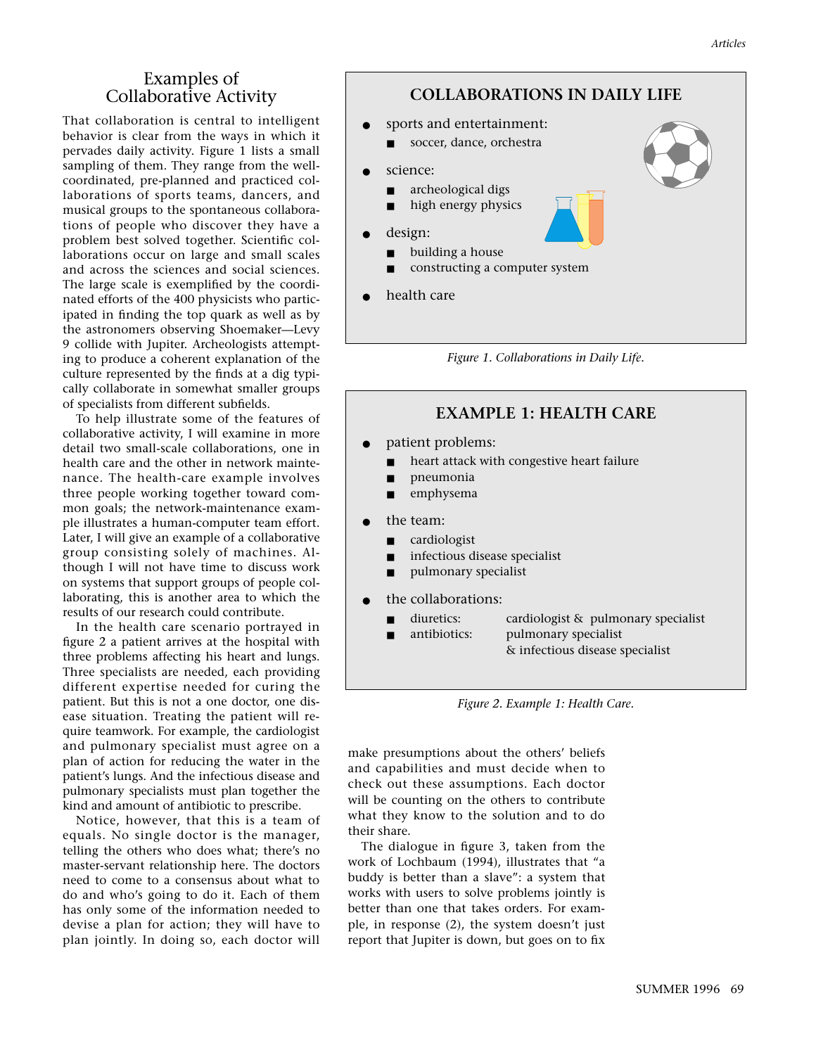## Examples of Collaborative Activity

That collaboration is central to intelligent behavior is clear from the ways in which it pervades daily activity. Figure 1 lists a small sampling of them. They range from the well-coordinated, pre-planned and practiced collaborations of sports teams, dancers, and musical groups to the spontaneous collaborations of people who discover they have a problem best solved together. Scientific collaborations occur on large and small scales and across the sciences and social sciences. The large scale is exemplified by the coordinated efforts of the 400 physicists who participated in finding the top quark as well as by the astronomers observing Shoemaker—Levy 9 collide with Jupiter. Archeologists attempting to produce a coherent explanation of the culture represented by the finds at a dig typically collaborate in somewhat smaller groups of specialists from different subfields.

To help illustrate some of the features of collaborative activity, I will examine in more detail two small-scale collaborations, one in health care and the other in network maintenance. The health-care example involves three people working together toward common goals; the network-maintenance example illustrates a human-computer team effort. Later, I will give an example of a collaborative group consisting solely of machines. Although I will not have time to discuss work on systems that support groups of people collaborating, this is another area to which the results of our research could contribute.

In the health care scenario portrayed in figure 2 a patient arrives at the hospital with three problems affecting his heart and lungs. Three specialists are needed, each providing different expertise needed for curing the patient. But this is not a one doctor, one disease situation. Treating the patient will require teamwork. For example, the cardiologist and pulmonary specialist must agree on a plan of action for reducing the water in the patient's lungs. And the infectious disease and pulmonary specialists must plan together the kind and amount of antibiotic to prescribe.

Notice, however, that this is a team of equals. No single doctor is the manager, telling the others who does what; there's no master-servant relationship here. The doctors need to come to a consensus about what to do and who's going to do it. Each of them has only some of the information needed to devise a plan for action; they will have to plan jointly. In doing so, each doctor will make presumptions about the others' beliefs and capabilities and must decide when to check out these assumptions. Each doctor will be counting on the others to contribute what they know to the solution and to do their share.

The dialogue in figure 3, taken from the work of Lochbaum (1994), illustrates that "a buddy is better than a slave": a system that works with users to solve problems jointly is better than one that takes orders. For example, in response (2), the system doesn't just report that Jupiter is down, but goes on to fix

**COLLABORATIONS IN DAILY LIFE**

- sports and entertainment:
  - soccer, dance, orchestra
- science:
  - archeological digs
  - high energy physics
- design:
  - building a house
  - constructing a computer system
- health care

*Figure 1. Collaborations in Daily Life.*

**EXAMPLE 1: HEALTH CARE**

- patient problems:
  - heart attack with congestive heart failure
  - pneumonia
  - emphysema
- the team:
  - cardiologist
  - infectious disease specialist
  - pulmonary specialist
- the collaborations:
  - diuretics: cardiologist & pulmonary specialist
  - antibiotics: pulmonary specialist & infectious disease specialist

*Figure 2. Example 1: Health Care.*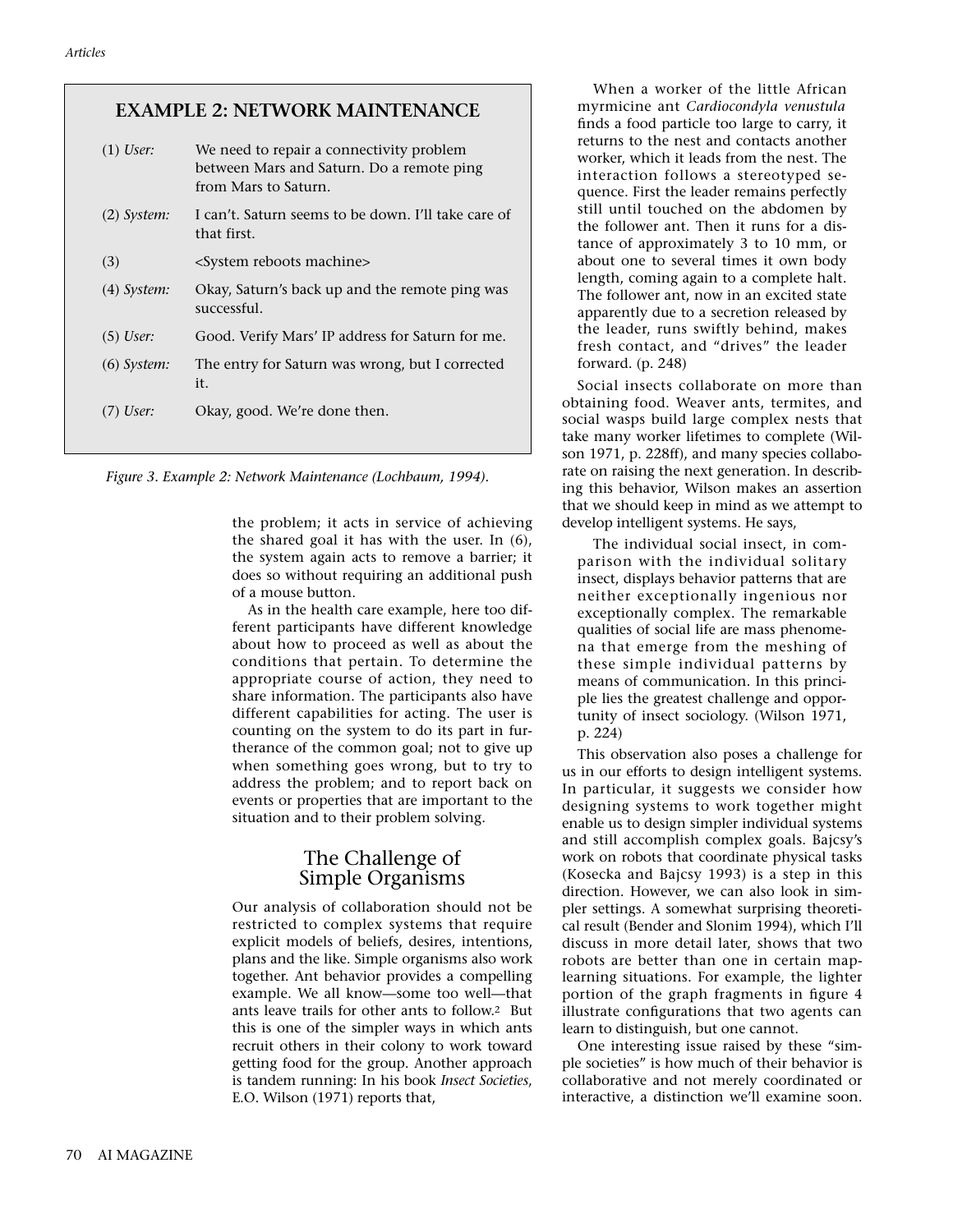## EXAMPLE 2: NETWORK MAINTENANCE

| | |
|---|---|
| (1) *User:* | We need to repair a connectivity problem between Mars and Saturn. Do a remote ping from Mars to Saturn. |
| (2) *System:* | I can't. Saturn seems to be down. I'll take care of that first. |
| (3) | <System reboots machine> |
| (4) *System:* | Okay, Saturn's back up and the remote ping was successful. |
| (5) *User:* | Good. Verify Mars' IP address for Saturn for me. |
| (6) *System:* | The entry for Saturn was wrong, but I corrected it. |
| (7) *User:* | Okay, good. We're done then. |

*Figure 3. Example 2: Network Maintenance (Lochbaum, 1994).*

the problem; it acts in service of achieving the shared goal it has with the user. In (6), the system again acts to remove a barrier; it does so without requiring an additional push of a mouse button.

As in the health care example, here too different participants have different knowledge about how to proceed as well as about the conditions that pertain. To determine the appropriate course of action, they need to share information. The participants also have different capabilities for acting. The user is counting on the system to do its part in furtherance of the common goal; not to give up when something goes wrong, but to try to address the problem; and to report back on events or properties that are important to the situation and to their problem solving.

## The Challenge of Simple Organisms

Our analysis of collaboration should not be restricted to complex systems that require explicit models of beliefs, desires, intentions, plans and the like. Simple organisms also work together. Ant behavior provides a compelling example. We all know—some too well—that ants leave trails for other ants to follow.[2] But this is one of the simpler ways in which ants recruit others in their colony to work toward getting food for the group. Another approach is tandem running: In his book *Insect Societies*, E.O. Wilson (1971) reports that,

> When a worker of the little African myrmicine ant *Cardiocondyla venustula* finds a food particle too large to carry, it returns to the nest and contacts another worker, which it leads from the nest. The interaction follows a stereotyped sequence. First the leader remains perfectly still until touched on the abdomen by the follower ant. Then it runs for a distance of approximately 3 to 10 mm, or about one to several times it own body length, coming again to a complete halt. The follower ant, now in an excited state apparently due to a secretion released by the leader, runs swiftly behind, makes fresh contact, and "drives" the leader forward. (p. 248)

Social insects collaborate on more than obtaining food. Weaver ants, termites, and social wasps build large complex nests that take many worker lifetimes to complete (Wilson 1971, p. 228ff), and many species collaborate on raising the next generation. In describing this behavior, Wilson makes an assertion that we should keep in mind as we attempt to develop intelligent systems. He says,

> The individual social insect, in comparison with the individual solitary insect, displays behavior patterns that are neither exceptionally ingenious nor exceptionally complex. The remarkable qualities of social life are mass phenomena that emerge from the meshing of these simple individual patterns by means of communication. In this principle lies the greatest challenge and opportunity of insect sociology. (Wilson 1971, p. 224)

This observation also poses a challenge for us in our efforts to design intelligent systems. In particular, it suggests we consider how designing systems to work together might enable us to design simpler individual systems and still accomplish complex goals. Bajcsy's work on robots that coordinate physical tasks (Kosecka and Bajcsy 1993) is a step in this direction. However, we can also look in simpler settings. A somewhat surprising theoretical result (Bender and Slonim 1994), which I'll discuss in more detail later, shows that two robots are better than one in certain map-learning situations. For example, the lighter portion of the graph fragments in figure 4 illustrate configurations that two agents can learn to distinguish, but one cannot.

One interesting issue raised by these "simple societies" is how much of their behavior is collaborative and not merely coordinated or interactive, a distinction we'll examine soon.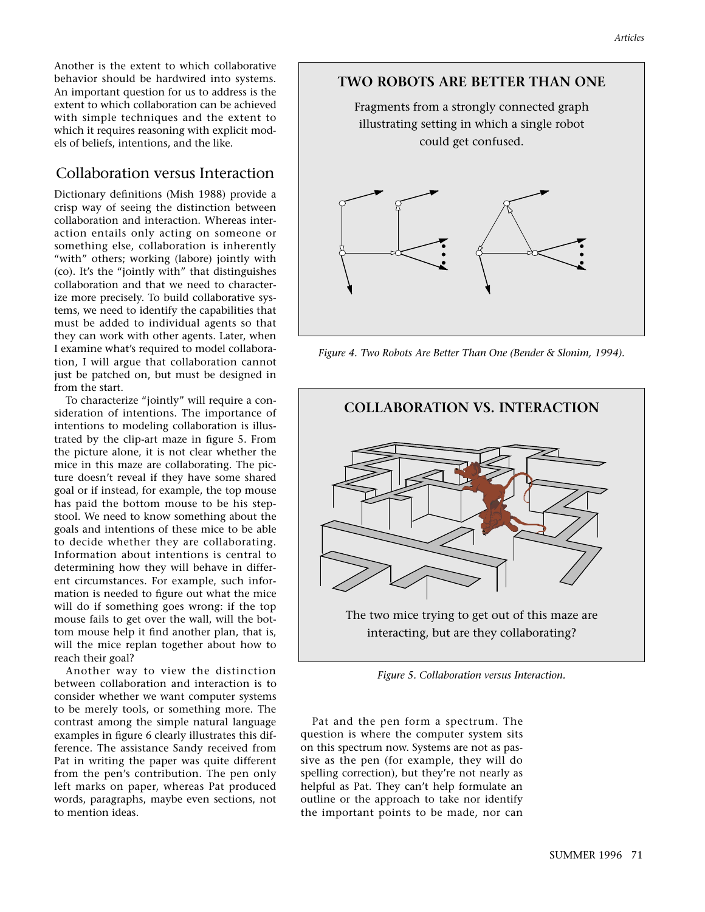Another is the extent to which collaborative behavior should be hardwired into systems. An important question for us to address is the extent to which collaboration can be achieved with simple techniques and the extent to which it requires reasoning with explicit models of beliefs, intentions, and the like.

## Collaboration versus Interaction

Dictionary definitions (Mish 1988) provide a crisp way of seeing the distinction between collaboration and interaction. Whereas interaction entails only acting on someone or something else, collaboration is inherently "with" others; working (labore) jointly with (co). It's the "jointly with" that distinguishes collaboration and that we need to characterize more precisely. To build collaborative systems, we need to identify the capabilities that must be added to individual agents so that they can work with other agents. Later, when I examine what's required to model collaboration, I will argue that collaboration cannot just be patched on, but must be designed in from the start.

To characterize "jointly" will require a consideration of intentions. The importance of intentions to modeling collaboration is illustrated by the clip-art maze in figure 5. From the picture alone, it is not clear whether the mice in this maze are collaborating. The picture doesn't reveal if they have some shared goal or if instead, for example, the top mouse has paid the bottom mouse to be his stepstool. We need to know something about the goals and intentions of these mice to be able to decide whether they are collaborating. Information about intentions is central to determining how they will behave in different circumstances. For example, such information is needed to figure out what the mice will do if something goes wrong: if the top mouse fails to get over the wall, will the bottom mouse help it find another plan, that is, will the mice replan together about how to reach their goal?

Another way to view the distinction between collaboration and interaction is to consider whether we want computer systems to be merely tools, or something more. The contrast among the simple natural language examples in figure 6 clearly illustrates this difference. The assistance Sandy received from Pat in writing the paper was quite different from the pen's contribution. The pen only left marks on paper, whereas Pat produced words, paragraphs, maybe even sections, not to mention ideas.

**TWO ROBOTS ARE BETTER THAN ONE**

Fragments from a strongly connected graph illustrating setting in which a single robot could get confused.

*Figure 4. Two Robots Are Better Than One (Bender & Slonim, 1994).*

**COLLABORATION VS. INTERACTION**

The two mice trying to get out of this maze are interacting, but are they collaborating?

*Figure 5. Collaboration versus Interaction.*

Pat and the pen form a spectrum. The question is where the computer system sits on this spectrum now. Systems are not as passive as the pen (for example, they will do spelling correction), but they're not nearly as helpful as Pat. They can't help formulate an outline or the approach to take nor identify the important points to be made, nor can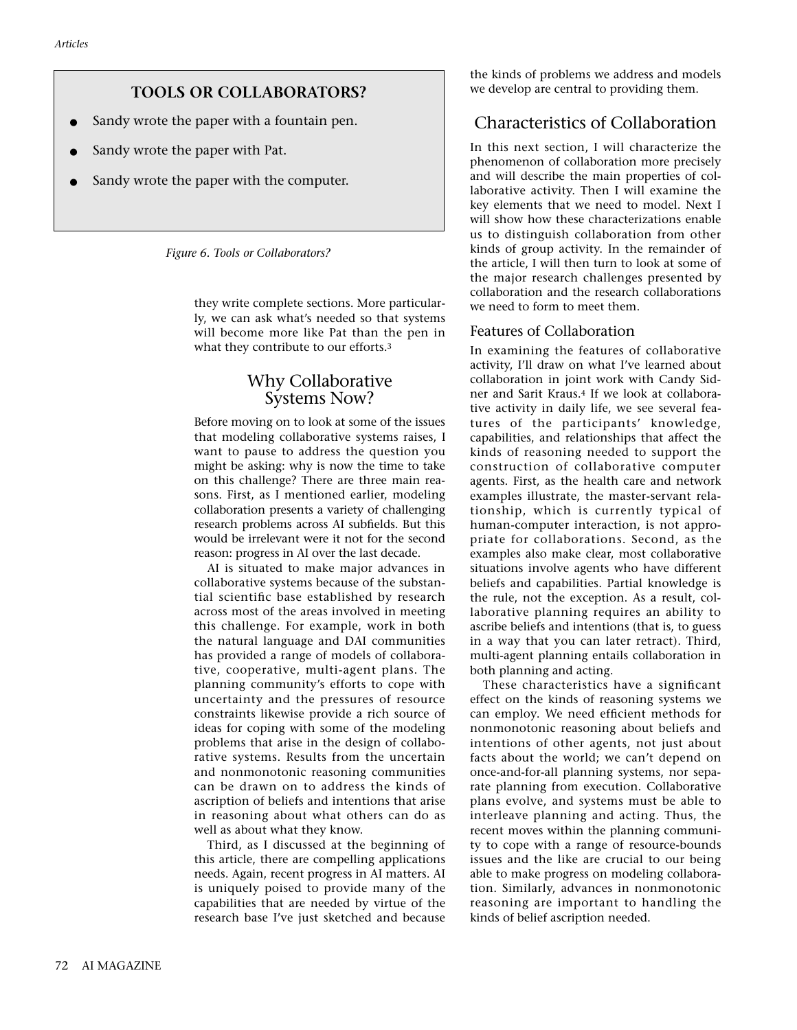**TOOLS OR COLLABORATORS?**

- Sandy wrote the paper with a fountain pen.
- Sandy wrote the paper with Pat.
- Sandy wrote the paper with the computer.

*Figure 6. Tools or Collaborators?*

they write complete sections. More particularly, we can ask what's needed so that systems will become more like Pat than the pen in what they contribute to our efforts.[3]

## Why Collaborative Systems Now?

Before moving on to look at some of the issues that modeling collaborative systems raises, I want to pause to address the question you might be asking: why is now the time to take on this challenge? There are three main reasons. First, as I mentioned earlier, modeling collaboration presents a variety of challenging research problems across AI subfields. But this would be irrelevant were it not for the second reason: progress in AI over the last decade.

AI is situated to make major advances in collaborative systems because of the substantial scientific base established by research across most of the areas involved in meeting this challenge. For example, work in both the natural language and DAI communities has provided a range of models of collaborative, cooperative, multi-agent plans. The planning community's efforts to cope with uncertainty and the pressures of resource constraints likewise provide a rich source of ideas for coping with some of the modeling problems that arise in the design of collaborative systems. Results from the uncertain and nonmonotonic reasoning communities can be drawn on to address the kinds of ascription of beliefs and intentions that arise in reasoning about what others can do as well as about what they know.

Third, as I discussed at the beginning of this article, there are compelling applications needs. Again, recent progress in AI matters. AI is uniquely poised to provide many of the capabilities that are needed by virtue of the research base I've just sketched and because the kinds of problems we address and models we develop are central to providing them.

## Characteristics of Collaboration

In this next section, I will characterize the phenomenon of collaboration more precisely and will describe the main properties of collaborative activity. Then I will examine the key elements that we need to model. Next I will show how these characterizations enable us to distinguish collaboration from other kinds of group activity. In the remainder of the article, I will then turn to look at some of the major research challenges presented by collaboration and the research collaborations we need to form to meet them.

### Features of Collaboration

In examining the features of collaborative activity, I'll draw on what I've learned about collaboration in joint work with Candy Sidner and Sarit Kraus.[4] If we look at collaborative activity in daily life, we see several features of the participants' knowledge, capabilities, and relationships that affect the kinds of reasoning needed to support the construction of collaborative computer agents. First, as the health care and network examples illustrate, the master-servant relationship, which is currently typical of human-computer interaction, is not appropriate for collaborations. Second, as the examples also make clear, most collaborative situations involve agents who have different beliefs and capabilities. Partial knowledge is the rule, not the exception. As a result, collaborative planning requires an ability to ascribe beliefs and intentions (that is, to guess in a way that you can later retract). Third, multi-agent planning entails collaboration in both planning and acting.

These characteristics have a significant effect on the kinds of reasoning systems we can employ. We need efficient methods for nonmonotonic reasoning about beliefs and intentions of other agents, not just about facts about the world; we can't depend on once-and-for-all planning systems, nor separate planning from execution. Collaborative plans evolve, and systems must be able to interleave planning and acting. Thus, the recent moves within the planning community to cope with a range of resource-bounds issues and the like are crucial to our being able to make progress on modeling collaboration. Similarly, advances in nonmonotonic reasoning are important to handling the kinds of belief ascription needed.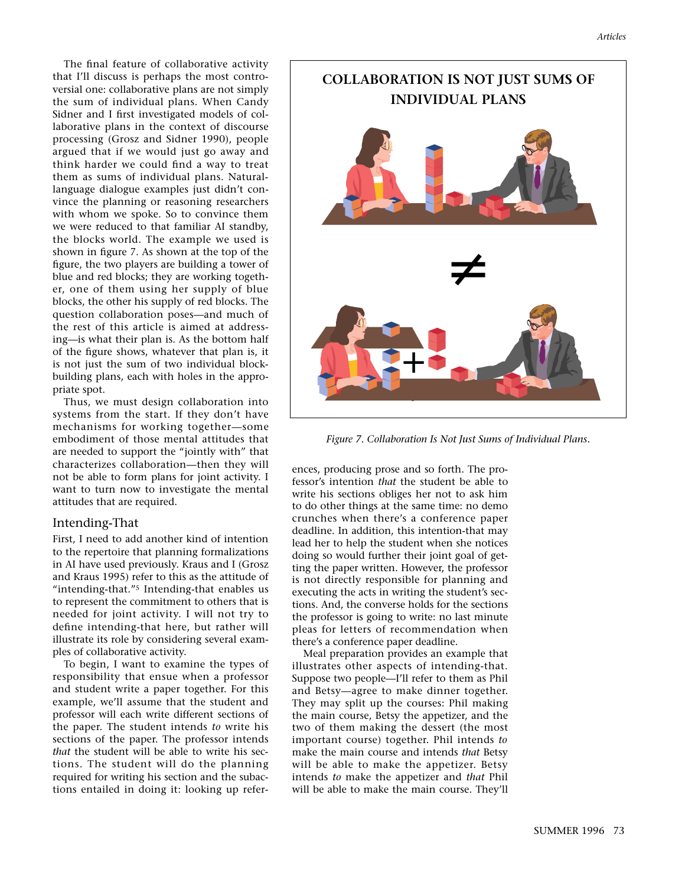The final feature of collaborative activity that I'll discuss is perhaps the most controversial one: collaborative plans are not simply the sum of individual plans. When Candy Sidner and I first investigated models of collaborative plans in the context of discourse processing (Grosz and Sidner 1990), people argued that if we would just go away and think harder we could find a way to treat them as sums of individual plans. Natural-language dialogue examples just didn't convince the planning or reasoning researchers with whom we spoke. So to convince them we were reduced to that familiar AI standby, the blocks world. The example we used is shown in figure 7. As shown at the top of the figure, the two players are building a tower of blue and red blocks; they are working together, one of them using her supply of blue blocks, the other his supply of red blocks. The question collaboration poses—and much of the rest of this article is aimed at addressing—is what their plan is. As the bottom half of the figure shows, whatever that plan is, it is not just the sum of two individual block-building plans, each with holes in the appropriate spot.

Thus, we must design collaboration into systems from the start. If they don't have mechanisms for working together—some embodiment of those mental attitudes that are needed to support the "jointly with" that characterizes collaboration—then they will not be able to form plans for joint activity. I want to turn now to investigate the mental attitudes that are required.

**COLLABORATION IS NOT JUST SUMS OF INDIVIDUAL PLANS**

≠

+

*Figure 7. Collaboration Is Not Just Sums of Individual Plans.*

## Intending-That

First, I need to add another kind of intention to the repertoire that planning formalizations in AI have used previously. Kraus and I (Grosz and Kraus 1995) refer to this as the attitude of "intending-that."[5] Intending-that enables us to represent the commitment to others that is needed for joint activity. I will not try to define intending-that here, but rather will illustrate its role by considering several examples of collaborative activity.

To begin, I want to examine the types of responsibility that ensue when a professor and student write a paper together. For this example, we'll assume that the student and professor will each write different sections of the paper. The student intends *to* write his sections of the paper. The professor intends *that* the student will be able to write his sections. The student will do the planning required for writing his section and the subactions entailed in doing it: looking up references, producing prose and so forth. The professor's intention *that* the student be able to write his sections obliges her not to ask him to do other things at the same time: no demo crunches when there's a conference paper deadline. In addition, this intention-that may lead her to help the student when she notices doing so would further their joint goal of getting the paper written. However, the professor is not directly responsible for planning and executing the acts in writing the student's sections. And, the converse holds for the sections the professor is going to write: no last minute pleas for letters of recommendation when there's a conference paper deadline.

Meal preparation provides an example that illustrates other aspects of intending-that. Suppose two people—I'll refer to them as Phil and Betsy—agree to make dinner together. They may split up the courses: Phil making the main course, Betsy the appetizer, and the two of them making the dessert (the most important course) together. Phil intends *to* make the main course and intends *that* Betsy will be able to make the appetizer. Betsy intends *to* make the appetizer and *that* Phil will be able to make the main course. They'll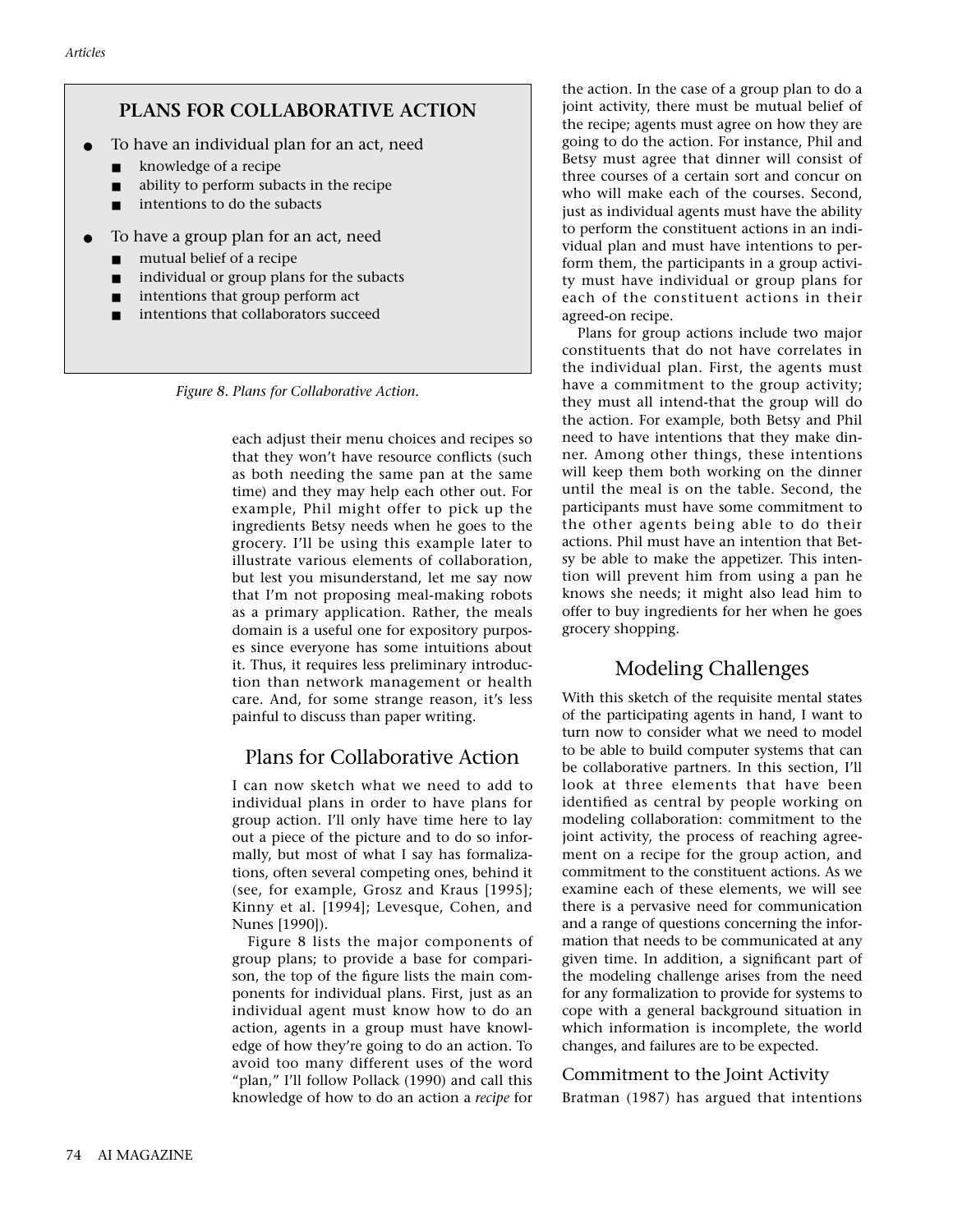**PLANS FOR COLLABORATIVE ACTION**

- To have an individual plan for an act, need
  - knowledge of a recipe
  - ability to perform subacts in the recipe
  - intentions to do the subacts
- To have a group plan for an act, need
  - mutual belief of a recipe
  - individual or group plans for the subacts
  - intentions that group perform act
  - intentions that collaborators succeed

*Figure 8. Plans for Collaborative Action.*

each adjust their menu choices and recipes so that they won't have resource conflicts (such as both needing the same pan at the same time) and they may help each other out. For example, Phil might offer to pick up the ingredients Betsy needs when he goes to the grocery. I'll be using this example later to illustrate various elements of collaboration, but lest you misunderstand, let me say now that I'm not proposing meal-making robots as a primary application. Rather, the meals domain is a useful one for expository purposes since everyone has some intuitions about it. Thus, it requires less preliminary introduction than network management or health care. And, for some strange reason, it's less painful to discuss than paper writing.

## Plans for Collaborative Action

I can now sketch what we need to add to individual plans in order to have plans for group action. I'll only have time here to lay out a piece of the picture and to do so informally, but most of what I say has formalizations, often several competing ones, behind it (see, for example, Grosz and Kraus [1995]; Kinny et al. [1994]; Levesque, Cohen, and Nunes [1990]).

Figure 8 lists the major components of group plans; to provide a base for comparison, the top of the figure lists the main components for individual plans. First, just as an individual agent must know how to do an action, agents in a group must have knowledge of how they're going to do an action. To avoid too many different uses of the word "plan," I'll follow Pollack (1990) and call this knowledge of how to do an action a *recipe* for the action. In the case of a group plan to do a joint activity, there must be mutual belief of the recipe; agents must agree on how they are going to do the action. For instance, Phil and Betsy must agree that dinner will consist of three courses of a certain sort and concur on who will make each of the courses. Second, just as individual agents must have the ability to perform the constituent actions in an individual plan and must have intentions to perform them, the participants in a group activity must have individual or group plans for each of the constituent actions in their agreed-on recipe.

Plans for group actions include two major constituents that do not have correlates in the individual plan. First, the agents must have a commitment to the group activity; they must all intend-that the group will do the action. For example, both Betsy and Phil need to have intentions that they make dinner. Among other things, these intentions will keep them both working on the dinner until the meal is on the table. Second, the participants must have some commitment to the other agents being able to do their actions. Phil must have an intention that Betsy be able to make the appetizer. This intention will prevent him from using a pan he knows she needs; it might also lead him to offer to buy ingredients for her when he goes grocery shopping.

## Modeling Challenges

With this sketch of the requisite mental states of the participating agents in hand, I want to turn now to consider what we need to model to be able to build computer systems that can be collaborative partners. In this section, I'll look at three elements that have been identified as central by people working on modeling collaboration: commitment to the joint activity, the process of reaching agreement on a recipe for the group action, and commitment to the constituent actions. As we examine each of these elements, we will see there is a pervasive need for communication and a range of questions concerning the information that needs to be communicated at any given time. In addition, a significant part of the modeling challenge arises from the need for any formalization to provide for systems to cope with a general background situation in which information is incomplete, the world changes, and failures are to be expected.

### Commitment to the Joint Activity

Bratman (1987) has argued that intentions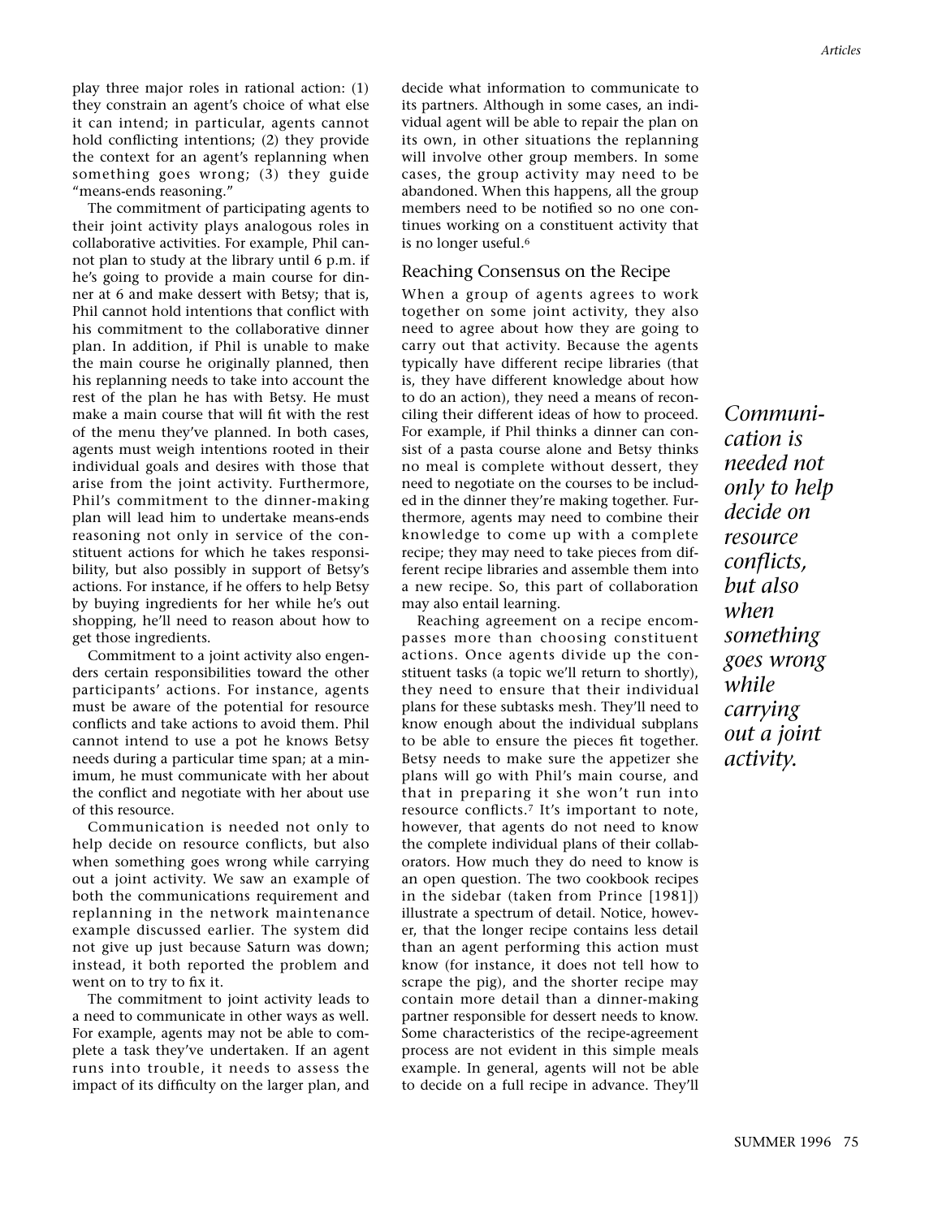play three major roles in rational action: (1) they constrain an agent's choice of what else it can intend; in particular, agents cannot hold conflicting intentions; (2) they provide the context for an agent's replanning when something goes wrong; (3) they guide "means-ends reasoning."

The commitment of participating agents to their joint activity plays analogous roles in collaborative activities. For example, Phil cannot plan to study at the library until 6 p.m. if he's going to provide a main course for dinner at 6 and make dessert with Betsy; that is, Phil cannot hold intentions that conflict with his commitment to the collaborative dinner plan. In addition, if Phil is unable to make the main course he originally planned, then his replanning needs to take into account the rest of the plan he has with Betsy. He must make a main course that will fit with the rest of the menu they've planned. In both cases, agents must weigh intentions rooted in their individual goals and desires with those that arise from the joint activity. Furthermore, Phil's commitment to the dinner-making plan will lead him to undertake means-ends reasoning not only in service of the constituent actions for which he takes responsibility, but also possibly in support of Betsy's actions. For instance, if he offers to help Betsy by buying ingredients for her while he's out shopping, he'll need to reason about how to get those ingredients.

Commitment to a joint activity also engenders certain responsibilities toward the other participants' actions. For instance, agents must be aware of the potential for resource conflicts and take actions to avoid them. Phil cannot intend to use a pot he knows Betsy needs during a particular time span; at a minimum, he must communicate with her about the conflict and negotiate with her about use of this resource.

Communication is needed not only to help decide on resource conflicts, but also when something goes wrong while carrying out a joint activity. We saw an example of both the communications requirement and replanning in the network maintenance example discussed earlier. The system did not give up just because Saturn was down; instead, it both reported the problem and went on to try to fix it.

The commitment to joint activity leads to a need to communicate in other ways as well. For example, agents may not be able to complete a task they've undertaken. If an agent runs into trouble, it needs to assess the impact of its difficulty on the larger plan, and decide what information to communicate to its partners. Although in some cases, an individual agent will be able to repair the plan on its own, in other situations the replanning will involve other group members. In some cases, the group activity may need to be abandoned. When this happens, all the group members need to be notified so no one continues working on a constituent activity that is no longer useful.[6]

## Reaching Consensus on the Recipe

When a group of agents agrees to work together on some joint activity, they also need to agree about how they are going to carry out that activity. Because the agents typically have different recipe libraries (that is, they have different knowledge about how to do an action), they need a means of reconciling their different ideas of how to proceed. For example, if Phil thinks a dinner can consist of a pasta course alone and Betsy thinks no meal is complete without dessert, they need to negotiate on the courses to be included in the dinner they're making together. Furthermore, agents may need to combine their knowledge to come up with a complete recipe; they may need to take pieces from different recipe libraries and assemble them into a new recipe. So, this part of collaboration may also entail learning.

Reaching agreement on a recipe encompasses more than choosing constituent actions. Once agents divide up the constituent tasks (a topic we'll return to shortly), they need to ensure that their individual plans for these subtasks mesh. They'll need to know enough about the individual subplans to be able to ensure the pieces fit together. Betsy needs to make sure the appetizer she plans will go with Phil's main course, and that in preparing it she won't run into resource conflicts.[7] It's important to note, however, that agents do not need to know the complete individual plans of their collaborators. How much they do need to know is an open question. The two cookbook recipes in the sidebar (taken from Prince [1981]) illustrate a spectrum of detail. Notice, however, that the longer recipe contains less detail than an agent performing this action must know (for instance, it does not tell how to scrape the pig), and the shorter recipe may contain more detail than a dinner-making partner responsible for dessert needs to know. Some characteristics of the recipe-agreement process are not evident in this simple meals example. In general, agents will not be able to decide on a full recipe in advance. They'll

*Communication is needed not only to help decide on resource conflicts, but also when something goes wrong while carrying out a joint activity.*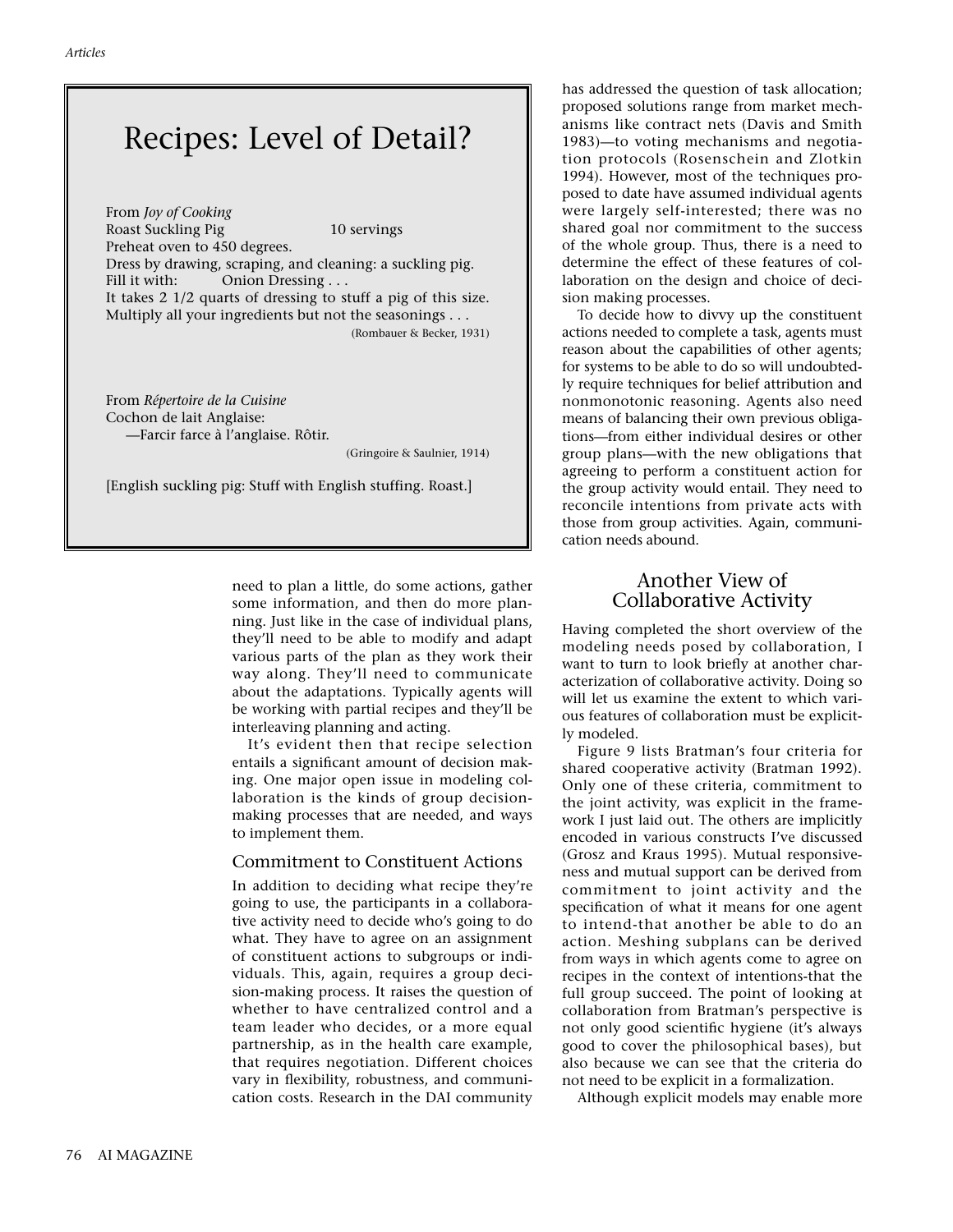## Recipes: Level of Detail?

From *Joy of Cooking*
Roast Suckling Pig 10 servings
Preheat oven to 450 degrees.
Dress by drawing, scraping, and cleaning: a suckling pig.
Fill it with: Onion Dressing . . .
It takes 2 1/2 quarts of dressing to stuff a pig of this size.
Multiply all your ingredients but not the seasonings . . .
(Rombauer & Becker, 1931)

From *Répertoire de la Cuisine*
Cochon de lait Anglaise:
—Farcir farce à l'anglaise. Rôtir.
(Gringoire & Saulnier, 1914)

[English suckling pig: Stuff with English stuffing. Roast.]

need to plan a little, do some actions, gather some information, and then do more planning. Just like in the case of individual plans, they'll need to be able to modify and adapt various parts of the plan as they work their way along. They'll need to communicate about the adaptations. Typically agents will be working with partial recipes and they'll be interleaving planning and acting.

It's evident then that recipe selection entails a significant amount of decision making. One major open issue in modeling collaboration is the kinds of group decision-making processes that are needed, and ways to implement them.

### Commitment to Constituent Actions

In addition to deciding what recipe they're going to use, the participants in a collaborative activity need to decide who's going to do what. They have to agree on an assignment of constituent actions to subgroups or individuals. This, again, requires a group decision-making process. It raises the question of whether to have centralized control and a team leader who decides, or a more equal partnership, as in the health care example, that requires negotiation. Different choices vary in flexibility, robustness, and communication costs. Research in the DAI community has addressed the question of task allocation; proposed solutions range from market mechanisms like contract nets (Davis and Smith 1983)—to voting mechanisms and negotiation protocols (Rosenschein and Zlotkin 1994). However, most of the techniques proposed to date have assumed individual agents were largely self-interested; there was no shared goal nor commitment to the success of the whole group. Thus, there is a need to determine the effect of these features of collaboration on the design and choice of decision making processes.

To decide how to divvy up the constituent actions needed to complete a task, agents must reason about the capabilities of other agents; for systems to be able to do so will undoubtedly require techniques for belief attribution and nonmonotonic reasoning. Agents also need means of balancing their own previous obligations—from either individual desires or other group plans—with the new obligations that agreeing to perform a constituent action for the group activity would entail. They need to reconcile intentions from private acts with those from group activities. Again, communication needs abound.

## Another View of Collaborative Activity

Having completed the short overview of the modeling needs posed by collaboration, I want to turn to look briefly at another characterization of collaborative activity. Doing so will let us examine the extent to which various features of collaboration must be explicitly modeled.

Figure 9 lists Bratman's four criteria for shared cooperative activity (Bratman 1992). Only one of these criteria, commitment to the joint activity, was explicit in the framework I just laid out. The others are implicitly encoded in various constructs I've discussed (Grosz and Kraus 1995). Mutual responsiveness and mutual support can be derived from commitment to joint activity and the specification of what it means for one agent to intend-that another be able to do an action. Meshing subplans can be derived from ways in which agents come to agree on recipes in the context of intentions-that the full group succeed. The point of looking at collaboration from Bratman's perspective is not only good scientific hygiene (it's always good to cover the philosophical bases), but also because we can see that the criteria do not need to be explicit in a formalization.

Although explicit models may enable more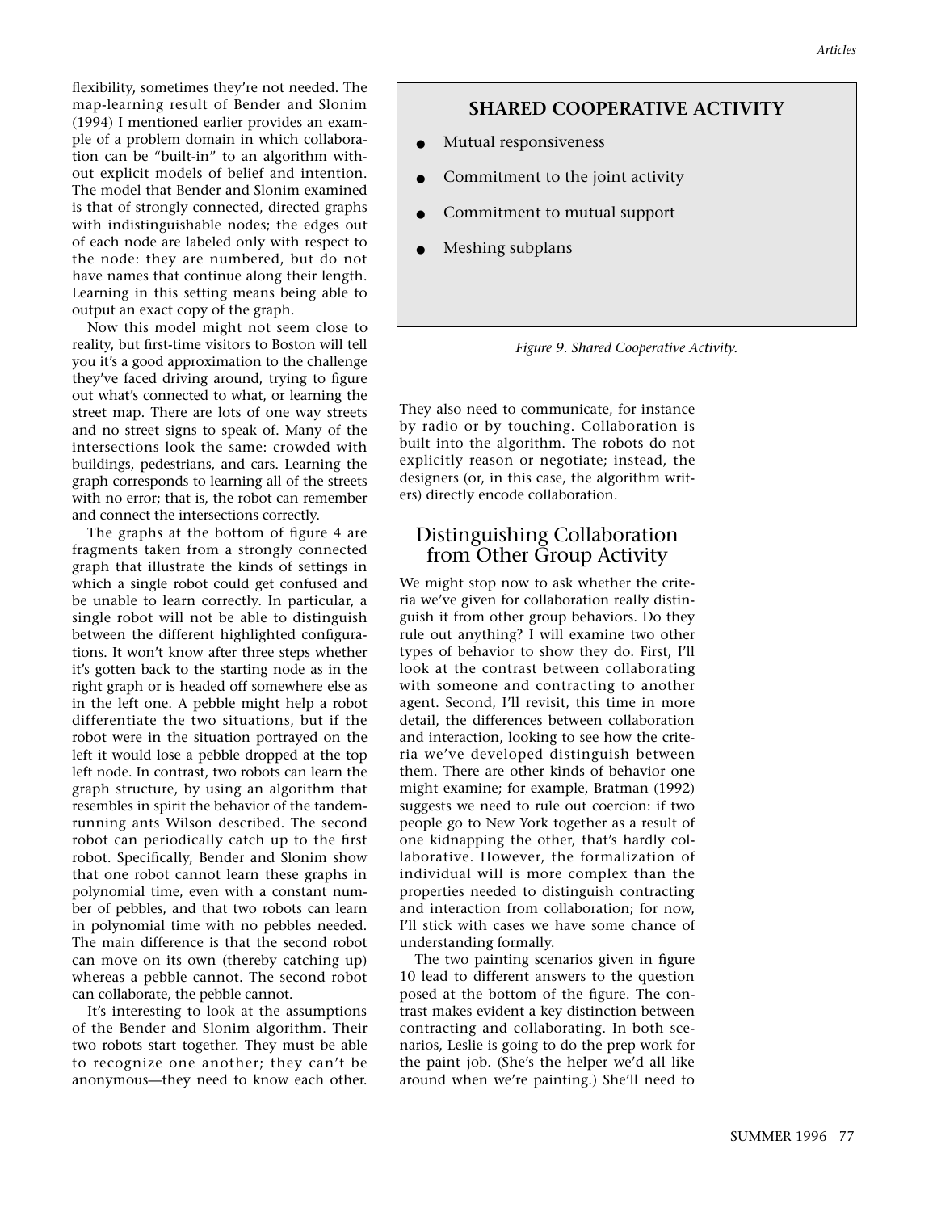flexibility, sometimes they're not needed. The map-learning result of Bender and Slonim (1994) I mentioned earlier provides an example of a problem domain in which collaboration can be "built-in" to an algorithm without explicit models of belief and intention. The model that Bender and Slonim examined is that of strongly connected, directed graphs with indistinguishable nodes; the edges out of each node are labeled only with respect to the node: they are numbered, but do not have names that continue along their length. Learning in this setting means being able to output an exact copy of the graph.

Now this model might not seem close to reality, but first-time visitors to Boston will tell you it's a good approximation to the challenge they've faced driving around, trying to figure out what's connected to what, or learning the street map. There are lots of one way streets and no street signs to speak of. Many of the intersections look the same: crowded with buildings, pedestrians, and cars. Learning the graph corresponds to learning all of the streets with no error; that is, the robot can remember and connect the intersections correctly.

The graphs at the bottom of figure 4 are fragments taken from a strongly connected graph that illustrate the kinds of settings in which a single robot could get confused and be unable to learn correctly. In particular, a single robot will not be able to distinguish between the different highlighted configurations. It won't know after three steps whether it's gotten back to the starting node as in the right graph or is headed off somewhere else as in the left one. A pebble might help a robot differentiate the two situations, but if the robot were in the situation portrayed on the left it would lose a pebble dropped at the top left node. In contrast, two robots can learn the graph structure, by using an algorithm that resembles in spirit the behavior of the tandem-running ants Wilson described. The second robot can periodically catch up to the first robot. Specifically, Bender and Slonim show that one robot cannot learn these graphs in polynomial time, even with a constant number of pebbles, and that two robots can learn in polynomial time with no pebbles needed. The main difference is that the second robot can move on its own (thereby catching up) whereas a pebble cannot. The second robot can collaborate, the pebble cannot.

It's interesting to look at the assumptions of the Bender and Slonim algorithm. Their two robots start together. They must be able to recognize one another; they can't be anonymous—they need to know each other.

**SHARED COOPERATIVE ACTIVITY**

- Mutual responsiveness
- Commitment to the joint activity
- Commitment to mutual support
- Meshing subplans

*Figure 9. Shared Cooperative Activity.*

They also need to communicate, for instance by radio or by touching. Collaboration is built into the algorithm. The robots do not explicitly reason or negotiate; instead, the designers (or, in this case, the algorithm writers) directly encode collaboration.

## Distinguishing Collaboration from Other Group Activity

We might stop now to ask whether the criteria we've given for collaboration really distinguish it from other group behaviors. Do they rule out anything? I will examine two other types of behavior to show they do. First, I'll look at the contrast between collaborating with someone and contracting to another agent. Second, I'll revisit, this time in more detail, the differences between collaboration and interaction, looking to see how the criteria we've developed distinguish between them. There are other kinds of behavior one might examine; for example, Bratman (1992) suggests we need to rule out coercion: if two people go to New York together as a result of one kidnapping the other, that's hardly collaborative. However, the formalization of individual will is more complex than the properties needed to distinguish contracting and interaction from collaboration; for now, I'll stick with cases we have some chance of understanding formally.

The two painting scenarios given in figure 10 lead to different answers to the question posed at the bottom of the figure. The contrast makes evident a key distinction between contracting and collaborating. In both scenarios, Leslie is going to do the prep work for the paint job. (She's the helper we'd all like around when we're painting.) She'll need to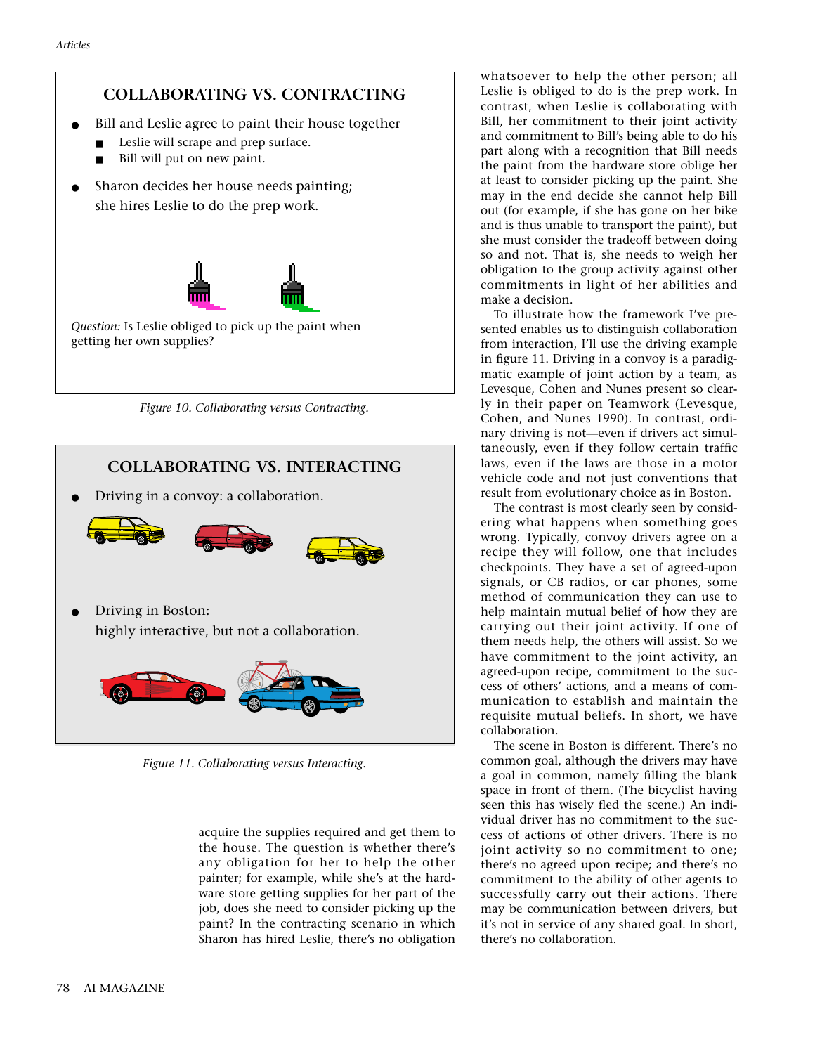## COLLABORATING VS. CONTRACTING

- Bill and Leslie agree to paint their house together
  - Leslie will scrape and prep surface.
  - Bill will put on new paint.
- Sharon decides her house needs painting; she hires Leslie to do the prep work.

*Question:* Is Leslie obliged to pick up the paint when getting her own supplies?

*Figure 10. Collaborating versus Contracting.*

## COLLABORATING VS. INTERACTING

- Driving in a convoy: a collaboration.
- Driving in Boston: highly interactive, but not a collaboration.

*Figure 11. Collaborating versus Interacting.*

acquire the supplies required and get them to the house. The question is whether there's any obligation for her to help the other painter; for example, while she's at the hardware store getting supplies for her part of the job, does she need to consider picking up the paint? In the contracting scenario in which Sharon has hired Leslie, there's no obligation whatsoever to help the other person; all Leslie is obliged to do is the prep work. In contrast, when Leslie is collaborating with Bill, her commitment to their joint activity and commitment to Bill's being able to do his part along with a recognition that Bill needs the paint from the hardware store oblige her at least to consider picking up the paint. She may in the end decide she cannot help Bill out (for example, if she has gone on her bike and is thus unable to transport the paint), but she must consider the tradeoff between doing so and not. That is, she needs to weigh her obligation to the group activity against other commitments in light of her abilities and make a decision.

To illustrate how the framework I've presented enables us to distinguish collaboration from interaction, I'll use the driving example in figure 11. Driving in a convoy is a paradigmatic example of joint action by a team, as Levesque, Cohen and Nunes present so clearly in their paper on Teamwork (Levesque, Cohen, and Nunes 1990). In contrast, ordinary driving is not—even if drivers act simultaneously, even if they follow certain traffic laws, even if the laws are those in a motor vehicle code and not just conventions that result from evolutionary choice as in Boston.

The contrast is most clearly seen by considering what happens when something goes wrong. Typically, convoy drivers agree on a recipe they will follow, one that includes checkpoints. They have a set of agreed-upon signals, or CB radios, or car phones, some method of communication they can use to help maintain mutual belief of how they are carrying out their joint activity. If one of them needs help, the others will assist. So we have commitment to the joint activity, an agreed-upon recipe, commitment to the success of others' actions, and a means of communication to establish and maintain the requisite mutual beliefs. In short, we have collaboration.

The scene in Boston is different. There's no common goal, although the drivers may have a goal in common, namely filling the blank space in front of them. (The bicyclist having seen this has wisely fled the scene.) An individual driver has no commitment to the success of actions of other drivers. There is no joint activity so no commitment to one; there's no agreed upon recipe; and there's no commitment to the ability of other agents to successfully carry out their actions. There may be communication between drivers, but it's not in service of any shared goal. In short, there's no collaboration.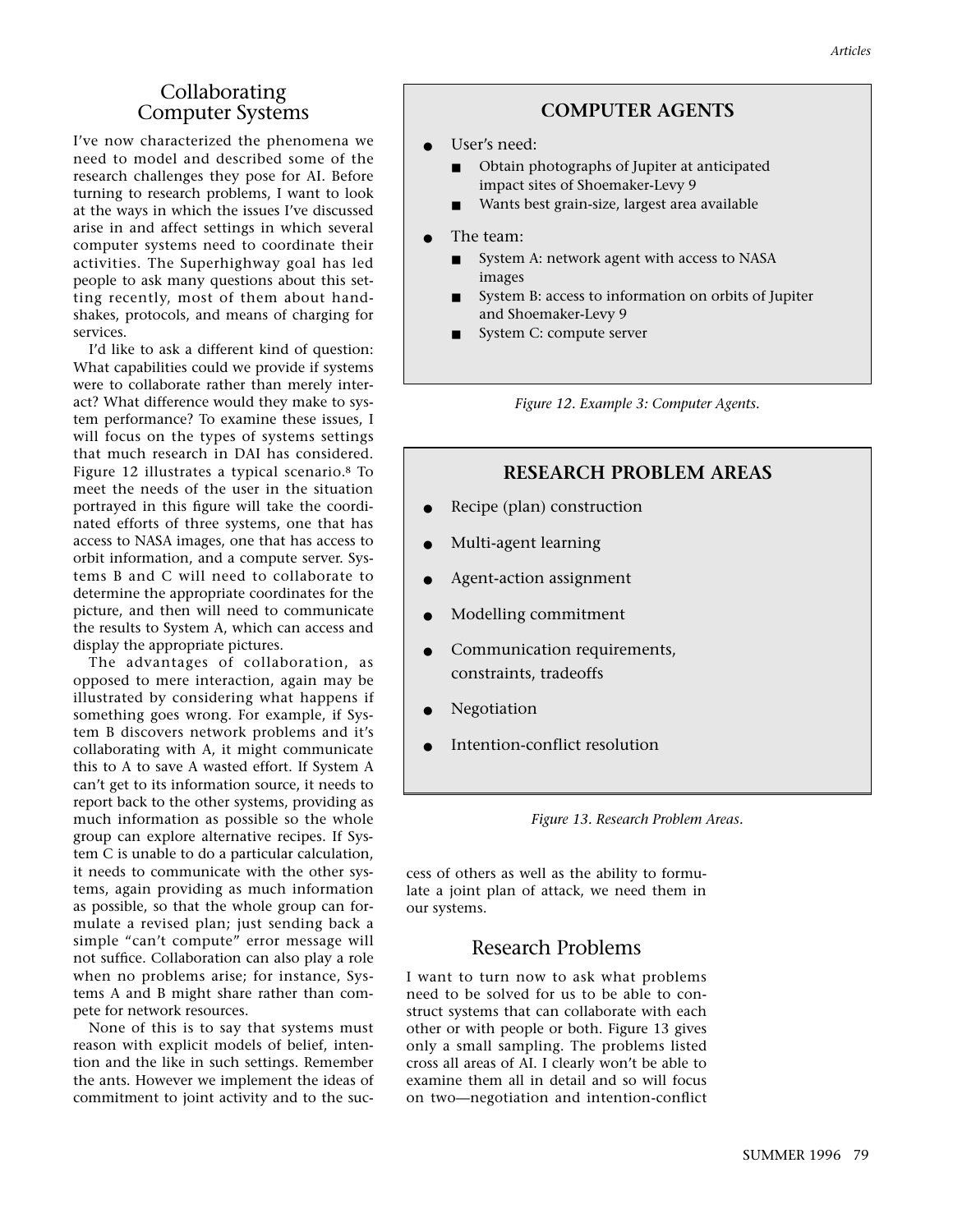## Collaborating Computer Systems

I've now characterized the phenomena we need to model and described some of the research challenges they pose for AI. Before turning to research problems, I want to look at the ways in which the issues I've discussed arise in and affect settings in which several computer systems need to coordinate their activities. The Superhighway goal has led people to ask many questions about this setting recently, most of them about handshakes, protocols, and means of charging for services.

I'd like to ask a different kind of question: What capabilities could we provide if systems were to collaborate rather than merely interact? What difference would they make to system performance? To examine these issues, I will focus on the types of systems settings that much research in DAI has considered. Figure 12 illustrates a typical scenario.[8] To meet the needs of the user in the situation portrayed in this figure will take the coordinated efforts of three systems, one that has access to NASA images, one that has access to orbit information, and a compute server. Systems B and C will need to collaborate to determine the appropriate coordinates for the picture, and then will need to communicate the results to System A, which can access and display the appropriate pictures.

The advantages of collaboration, as opposed to mere interaction, again may be illustrated by considering what happens if something goes wrong. For example, if System B discovers network problems and it's collaborating with A, it might communicate this to A to save A wasted effort. If System A can't get to its information source, it needs to report back to the other systems, providing as much information as possible so the whole group can explore alternative recipes. If System C is unable to do a particular calculation, it needs to communicate with the other systems, again providing as much information as possible, so that the whole group can formulate a revised plan; just sending back a simple "can't compute" error message will not suffice. Collaboration can also play a role when no problems arise; for instance, Systems A and B might share rather than compete for network resources.

None of this is to say that systems must reason with explicit models of belief, intention and the like in such settings. Remember the ants. However we implement the ideas of commitment to joint activity and to the success of others as well as the ability to formulate a joint plan of attack, we need them in our systems.

> **COMPUTER AGENTS**
>
> - User's need:
>   - Obtain photographs of Jupiter at anticipated impact sites of Shoemaker-Levy 9
>   - Wants best grain-size, largest area available
> - The team:
>   - System A: network agent with access to NASA images
>   - System B: access to information on orbits of Jupiter and Shoemaker-Levy 9
>   - System C: compute server

*Figure 12. Example 3: Computer Agents.*

> **RESEARCH PROBLEM AREAS**
>
> - Recipe (plan) construction
> - Multi-agent learning
> - Agent-action assignment
> - Modelling commitment
> - Communication requirements, constraints, tradeoffs
> - Negotiation
> - Intention-conflict resolution

*Figure 13. Research Problem Areas.*

## Research Problems

I want to turn now to ask what problems need to be solved for us to be able to construct systems that can collaborate with each other or with people or both. Figure 13 gives only a small sampling. The problems listed cross all areas of AI. I clearly won't be able to examine them all in detail and so will focus on two—negotiation and intention-conflict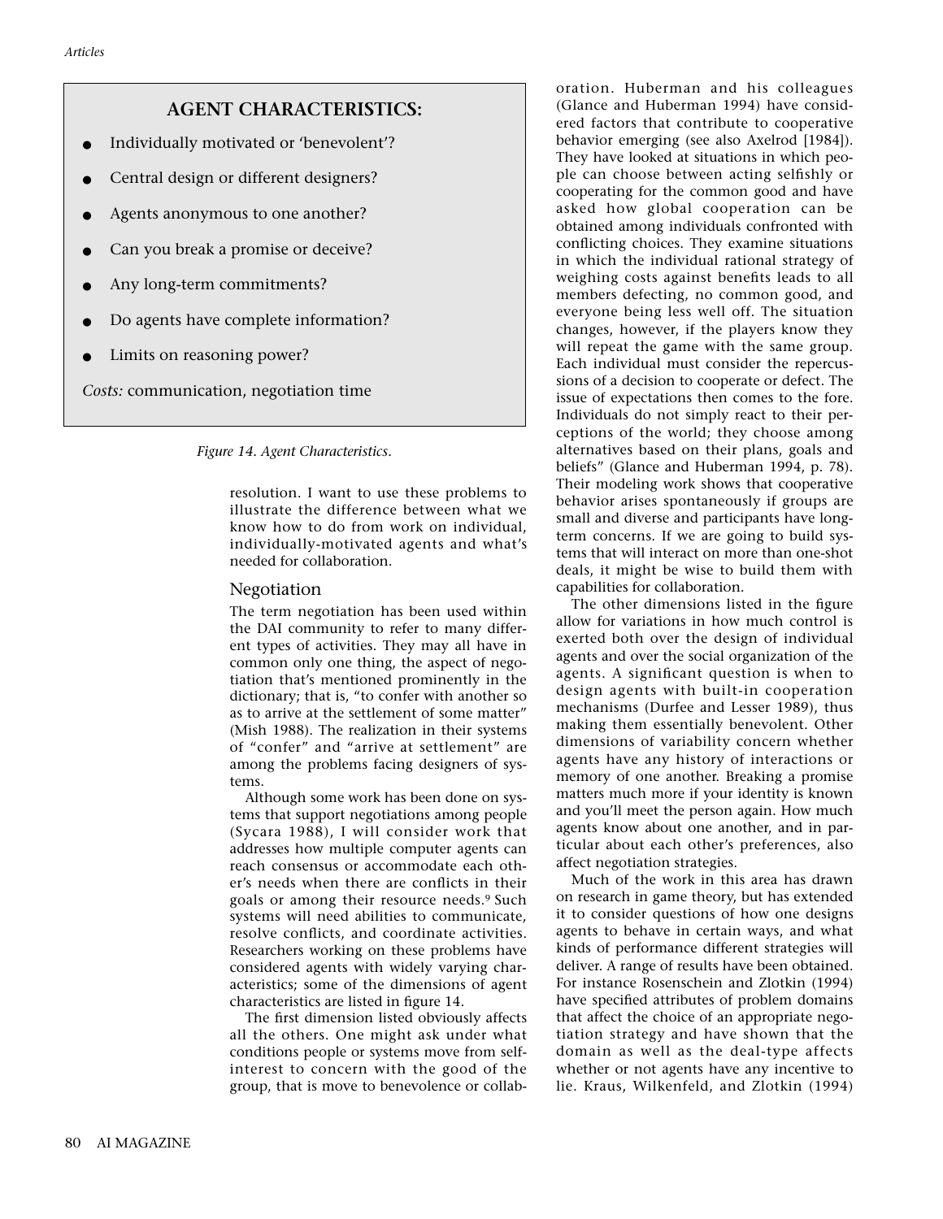**AGENT CHARACTERISTICS:**

- Individually motivated or 'benevolent'?
- Central design or different designers?
- Agents anonymous to one another?
- Can you break a promise or deceive?
- Any long-term commitments?
- Do agents have complete information?
- Limits on reasoning power?

*Costs:* communication, negotiation time

*Figure 14. Agent Characteristics.*

resolution. I want to use these problems to illustrate the difference between what we know how to do from work on individual, individually-motivated agents and what's needed for collaboration.

## Negotiation

The term negotiation has been used within the DAI community to refer to many different types of activities. They may all have in common only one thing, the aspect of negotiation that's mentioned prominently in the dictionary; that is, "to confer with another so as to arrive at the settlement of some matter" (Mish 1988). The realization in their systems of "confer" and "arrive at settlement" are among the problems facing designers of systems.

Although some work has been done on systems that support negotiations among people (Sycara 1988), I will consider work that addresses how multiple computer agents can reach consensus or accommodate each other's needs when there are conflicts in their goals or among their resource needs.[9] Such systems will need abilities to communicate, resolve conflicts, and coordinate activities. Researchers working on these problems have considered agents with widely varying characteristics; some of the dimensions of agent characteristics are listed in figure 14.

The first dimension listed obviously affects all the others. One might ask under what conditions people or systems move from self-interest to concern with the good of the group, that is move to benevolence or collaboration. Huberman and his colleagues (Glance and Huberman 1994) have considered factors that contribute to cooperative behavior emerging (see also Axelrod [1984]). They have looked at situations in which people can choose between acting selfishly or cooperating for the common good and have asked how global cooperation can be obtained among individuals confronted with conflicting choices. They examine situations in which the individual rational strategy of weighing costs against benefits leads to all members defecting, no common good, and everyone being less well off. The situation changes, however, if the players know they will repeat the game with the same group. Each individual must consider the repercussions of a decision to cooperate or defect. The issue of expectations then comes to the fore. Individuals do not simply react to their perceptions of the world; they choose among alternatives based on their plans, goals and beliefs" (Glance and Huberman 1994, p. 78). Their modeling work shows that cooperative behavior arises spontaneously if groups are small and diverse and participants have long-term concerns. If we are going to build systems that will interact on more than one-shot deals, it might be wise to build them with capabilities for collaboration.

The other dimensions listed in the figure allow for variations in how much control is exerted both over the design of individual agents and over the social organization of the agents. A significant question is when to design agents with built-in cooperation mechanisms (Durfee and Lesser 1989), thus making them essentially benevolent. Other dimensions of variability concern whether agents have any history of interactions or memory of one another. Breaking a promise matters much more if your identity is known and you'll meet the person again. How much agents know about one another, and in particular about each other's preferences, also affect negotiation strategies.

Much of the work in this area has drawn on research in game theory, but has extended it to consider questions of how one designs agents to behave in certain ways, and what kinds of performance different strategies will deliver. A range of results have been obtained. For instance Rosenschein and Zlotkin (1994) have specified attributes of problem domains that affect the choice of an appropriate negotiation strategy and have shown that the domain as well as the deal-type affects whether or not agents have any incentive to lie. Kraus, Wilkenfeld, and Zlotkin (1994)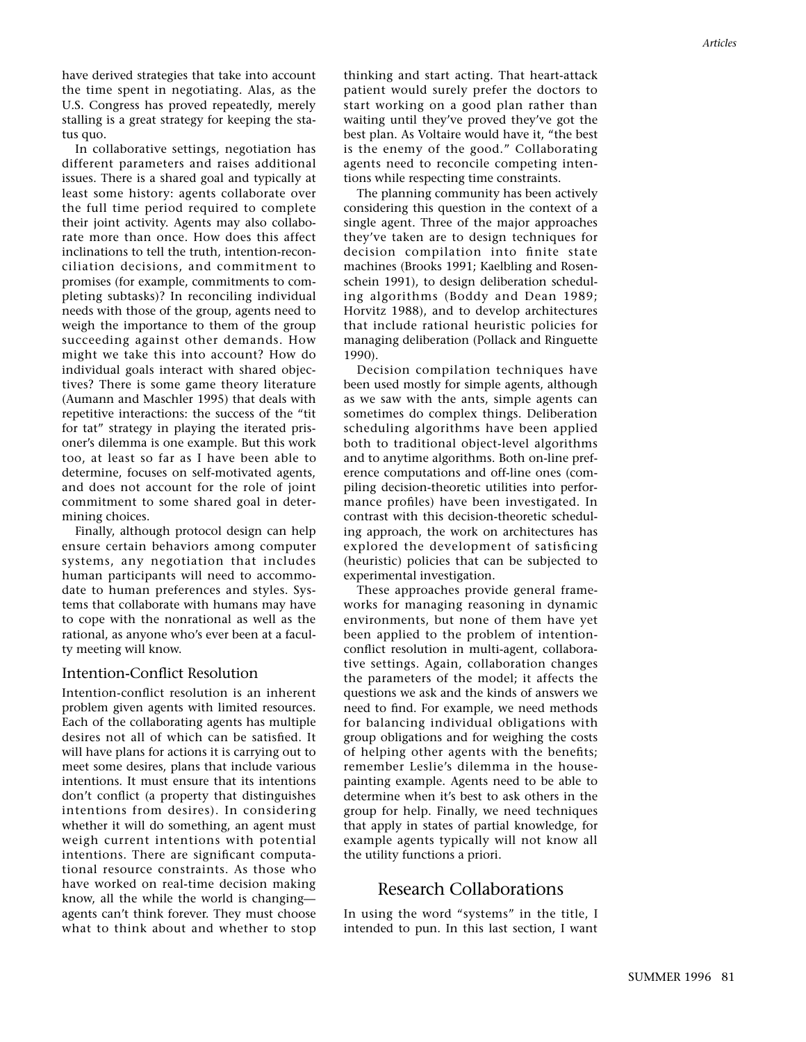have derived strategies that take into account the time spent in negotiating. Alas, as the U.S. Congress has proved repeatedly, merely stalling is a great strategy for keeping the status quo.

In collaborative settings, negotiation has different parameters and raises additional issues. There is a shared goal and typically at least some history: agents collaborate over the full time period required to complete their joint activity. Agents may also collaborate more than once. How does this affect inclinations to tell the truth, intention-reconciliation decisions, and commitment to promises (for example, commitments to completing subtasks)? In reconciling individual needs with those of the group, agents need to weigh the importance to them of the group succeeding against other demands. How might we take this into account? How do individual goals interact with shared objectives? There is some game theory literature (Aumann and Maschler 1995) that deals with repetitive interactions: the success of the "tit for tat" strategy in playing the iterated prisoner's dilemma is one example. But this work too, at least so far as I have been able to determine, focuses on self-motivated agents, and does not account for the role of joint commitment to some shared goal in determining choices.

Finally, although protocol design can help ensure certain behaviors among computer systems, any negotiation that includes human participants will need to accommodate to human preferences and styles. Systems that collaborate with humans may have to cope with the nonrational as well as the rational, as anyone who's ever been at a faculty meeting will know.

### Intention-Conflict Resolution

Intention-conflict resolution is an inherent problem given agents with limited resources. Each of the collaborating agents has multiple desires not all of which can be satisfied. It will have plans for actions it is carrying out to meet some desires, plans that include various intentions. It must ensure that its intentions don't conflict (a property that distinguishes intentions from desires). In considering whether it will do something, an agent must weigh current intentions with potential intentions. There are significant computational resource constraints. As those who have worked on real-time decision making know, all the while the world is changing—agents can't think forever. They must choose what to think about and whether to stop thinking and start acting. That heart-attack patient would surely prefer the doctors to start working on a good plan rather than waiting until they've proved they've got the best plan. As Voltaire would have it, "the best is the enemy of the good." Collaborating agents need to reconcile competing intentions while respecting time constraints.

The planning community has been actively considering this question in the context of a single agent. Three of the major approaches they've taken are to design techniques for decision compilation into finite state machines (Brooks 1991; Kaelbling and Rosenschein 1991), to design deliberation scheduling algorithms (Boddy and Dean 1989; Horvitz 1988), and to develop architectures that include rational heuristic policies for managing deliberation (Pollack and Ringuette 1990).

Decision compilation techniques have been used mostly for simple agents, although as we saw with the ants, simple agents can sometimes do complex things. Deliberation scheduling algorithms have been applied both to traditional object-level algorithms and to anytime algorithms. Both on-line preference computations and off-line ones (compiling decision-theoretic utilities into performance profiles) have been investigated. In contrast with this decision-theoretic scheduling approach, the work on architectures has explored the development of satisficing (heuristic) policies that can be subjected to experimental investigation.

These approaches provide general frameworks for managing reasoning in dynamic environments, but none of them have yet been applied to the problem of intention-conflict resolution in multi-agent, collaborative settings. Again, collaboration changes the parameters of the model; it affects the questions we ask and the kinds of answers we need to find. For example, we need methods for balancing individual obligations with group obligations and for weighing the costs of helping other agents with the benefits; remember Leslie's dilemma in the house-painting example. Agents need to be able to determine when it's best to ask others in the group for help. Finally, we need techniques that apply in states of partial knowledge, for example agents typically will not know all the utility functions a priori.

## Research Collaborations

In using the word "systems" in the title, I intended to pun. In this last section, I want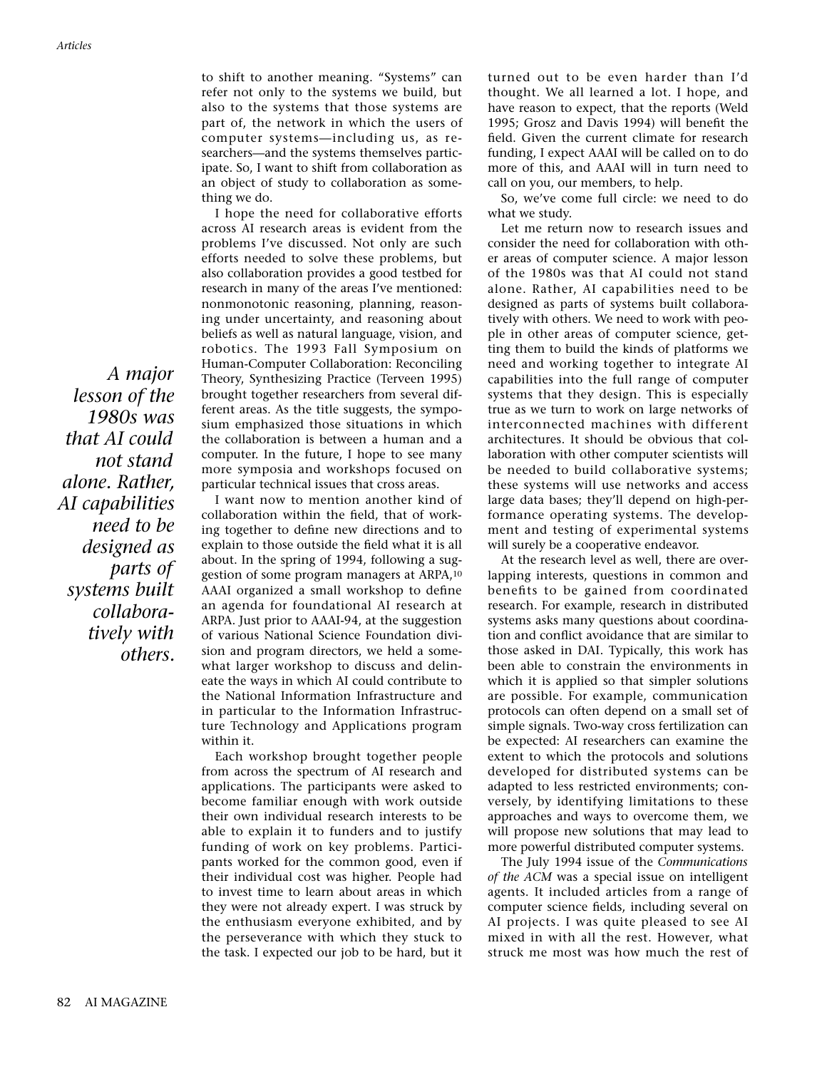to shift to another meaning. "Systems" can refer not only to the systems we build, but also to the systems that those systems are part of, the network in which the users of computer systems—including us, as researchers—and the systems themselves participate. So, I want to shift from collaboration as an object of study to collaboration as something we do.

I hope the need for collaborative efforts across AI research areas is evident from the problems I've discussed. Not only are such efforts needed to solve these problems, but also collaboration provides a good testbed for research in many of the areas I've mentioned: nonmonotonic reasoning, planning, reasoning under uncertainty, and reasoning about beliefs as well as natural language, vision, and robotics. The 1993 Fall Symposium on Human-Computer Collaboration: Reconciling Theory, Synthesizing Practice (Terveen 1995) brought together researchers from several different areas. As the title suggests, the symposium emphasized those situations in which the collaboration is between a human and a computer. In the future, I hope to see many more symposia and workshops focused on particular technical issues that cross areas.

I want now to mention another kind of collaboration within the field, that of working together to define new directions and to explain to those outside the field what it is all about. In the spring of 1994, following a suggestion of some program managers at ARPA,[10] AAAI organized a small workshop to define an agenda for foundational AI research at ARPA. Just prior to AAAI-94, at the suggestion of various National Science Foundation division and program directors, we held a somewhat larger workshop to discuss and delineate the ways in which AI could contribute to the National Information Infrastructure and in particular to the Information Infrastructure Technology and Applications program within it.

Each workshop brought together people from across the spectrum of AI research and applications. The participants were asked to become familiar enough with work outside their own individual research interests to be able to explain it to funders and to justify funding of work on key problems. Participants worked for the common good, even if their individual cost was higher. People had to invest time to learn about areas in which they were not already expert. I was struck by the enthusiasm everyone exhibited, and by the perseverance with which they stuck to the task. I expected our job to be hard, but it turned out to be even harder than I'd thought. We all learned a lot. I hope, and have reason to expect, that the reports (Weld 1995; Grosz and Davis 1994) will benefit the field. Given the current climate for research funding, I expect AAAI will be called on to do more of this, and AAAI will in turn need to call on you, our members, to help.

So, we've come full circle: we need to do what we study.

Let me return now to research issues and consider the need for collaboration with other areas of computer science. A major lesson of the 1980s was that AI could not stand alone. Rather, AI capabilities need to be designed as parts of systems built collaboratively with others. We need to work with people in other areas of computer science, getting them to build the kinds of platforms we need and working together to integrate AI capabilities into the full range of computer systems that they design. This is especially true as we turn to work on large networks of interconnected machines with different architectures. It should be obvious that collaboration with other computer scientists will be needed to build collaborative systems; these systems will use networks and access large data bases; they'll depend on high-performance operating systems. The development and testing of experimental systems will surely be a cooperative endeavor.

*A major lesson of the 1980s was that AI could not stand alone. Rather, AI capabilities need to be designed as parts of systems built collaboratively with others.*

At the research level as well, there are overlapping interests, questions in common and benefits to be gained from coordinated research. For example, research in distributed systems asks many questions about coordination and conflict avoidance that are similar to those asked in DAI. Typically, this work has been able to constrain the environments in which it is applied so that simpler solutions are possible. For example, communication protocols can often depend on a small set of simple signals. Two-way cross fertilization can be expected: AI researchers can examine the extent to which the protocols and solutions developed for distributed systems can be adapted to less restricted environments; conversely, by identifying limitations to these approaches and ways to overcome them, we will propose new solutions that may lead to more powerful distributed computer systems.

The July 1994 issue of the *Communications of the ACM* was a special issue on intelligent agents. It included articles from a range of computer science fields, including several on AI projects. I was quite pleased to see AI mixed in with all the rest. However, what struck me most was how much the rest of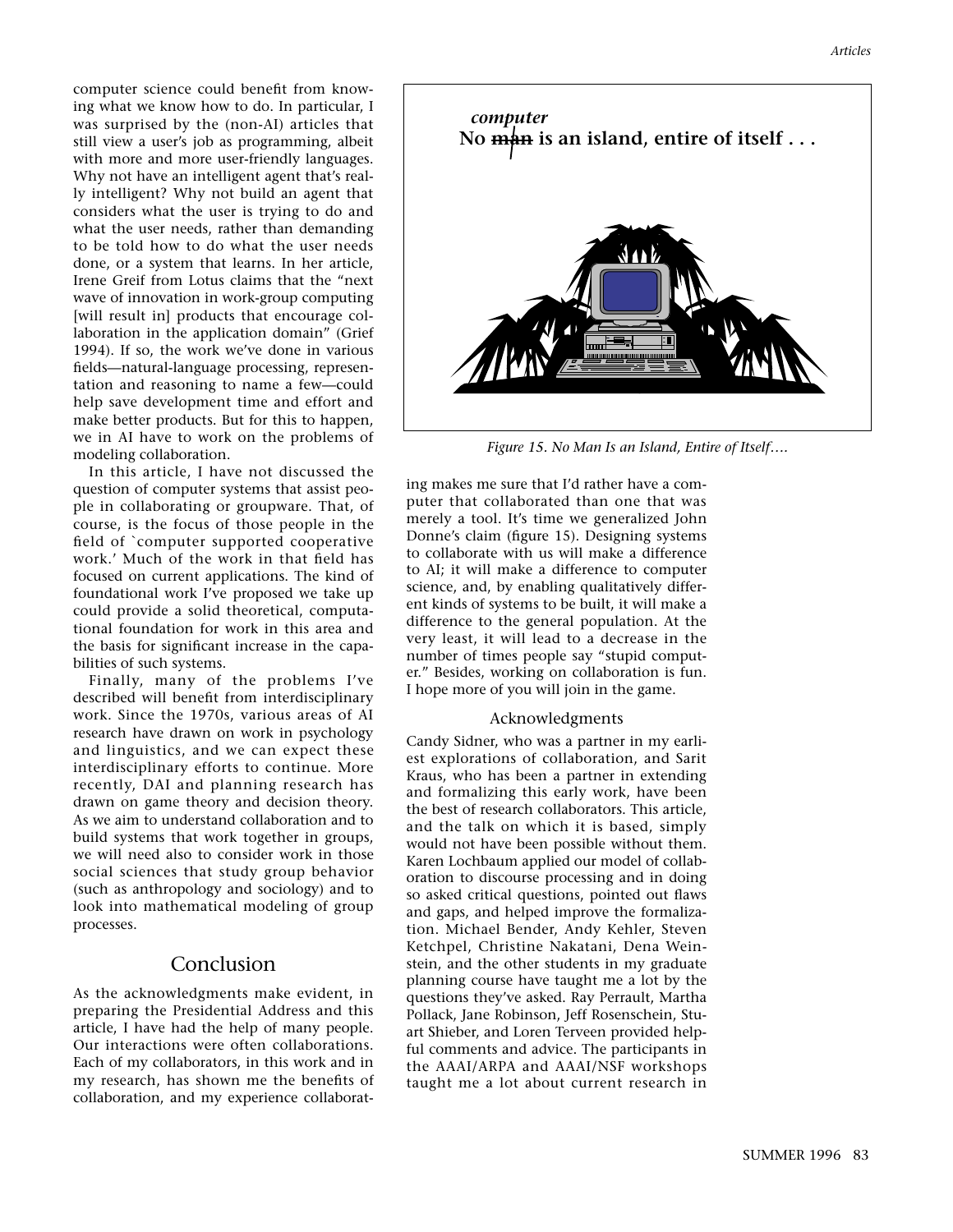computer science could benefit from knowing what we know how to do. In particular, I was surprised by the (non-AI) articles that still view a user's job as programming, albeit with more and more user-friendly languages. Why not have an intelligent agent that's really intelligent? Why not build an agent that considers what the user is trying to do and what the user needs, rather than demanding to be told how to do what the user needs done, or a system that learns. In her article, Irene Greif from Lotus claims that the "next wave of innovation in work-group computing [will result in] products that encourage collaboration in the application domain" (Grief 1994). If so, the work we've done in various fields—natural-language processing, representation and reasoning to name a few—could help save development time and effort and make better products. But for this to happen, we in AI have to work on the problems of modeling collaboration.

In this article, I have not discussed the question of computer systems that assist people in collaborating or groupware. That, of course, is the focus of those people in the field of `computer supported cooperative work.' Much of the work in that field has focused on current applications. The kind of foundational work I've proposed we take up could provide a solid theoretical, computational foundation for work in this area and the basis for significant increase in the capabilities of such systems.

Finally, many of the problems I've described will benefit from interdisciplinary work. Since the 1970s, various areas of AI research have drawn on work in psychology and linguistics, and we can expect these interdisciplinary efforts to continue. More recently, DAI and planning research has drawn on game theory and decision theory. As we aim to understand collaboration and to build systems that work together in groups, we will need also to consider work in those social sciences that study group behavior (such as anthropology and sociology) and to look into mathematical modeling of group processes.

## Conclusion

As the acknowledgments make evident, in preparing the Presidential Address and this article, I have had the help of many people. Our interactions were often collaborations. Each of my collaborators, in this work and in my research, has shown me the benefits of collaboration, and my experience collaborating makes me sure that I'd rather have a computer that collaborated than one that was merely a tool. It's time we generalized John Donne's claim (figure 15). Designing systems to collaborate with us will make a difference to AI; it will make a difference to computer science, and, by enabling qualitatively different kinds of systems to be built, it will make a difference to the general population. At the very least, it will lead to a decrease in the number of times people say "stupid computer." Besides, working on collaboration is fun. I hope more of you will join in the game.

**No ~~man~~ *computer* is an island, entire of itself . . .**

*Figure 15. No Man Is an Island, Entire of Itself….*

### Acknowledgments

Candy Sidner, who was a partner in my earliest explorations of collaboration, and Sarit Kraus, who has been a partner in extending and formalizing this early work, have been the best of research collaborators. This article, and the talk on which it is based, simply would not have been possible without them. Karen Lochbaum applied our model of collaboration to discourse processing and in doing so asked critical questions, pointed out flaws and gaps, and helped improve the formalization. Michael Bender, Andy Kehler, Steven Ketchpel, Christine Nakatani, Dena Weinstein, and the other students in my graduate planning course have taught me a lot by the questions they've asked. Ray Perrault, Martha Pollack, Jane Robinson, Jeff Rosenschein, Stuart Shieber, and Loren Terveen provided helpful comments and advice. The participants in the AAAI/ARPA and AAAI/NSF workshops taught me a lot about current research in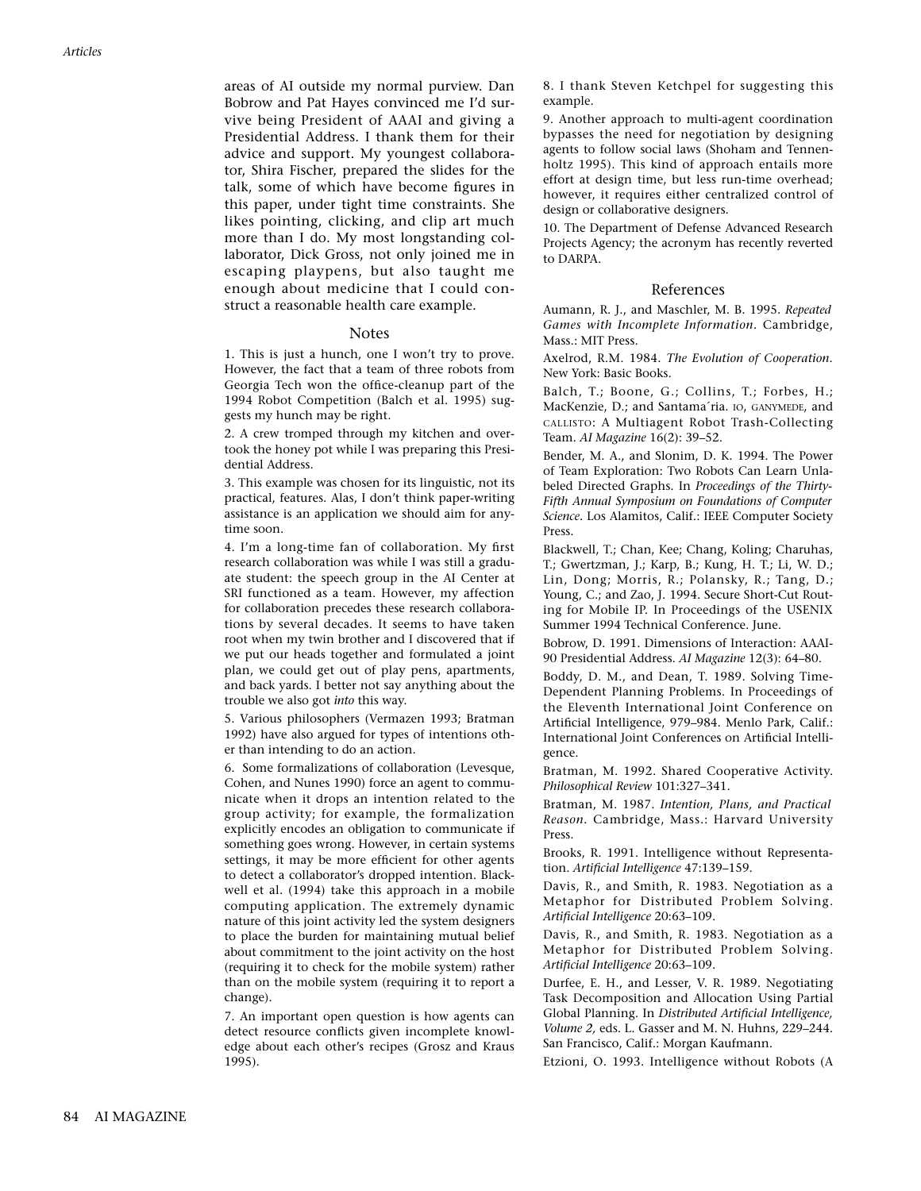areas of AI outside my normal purview. Dan Bobrow and Pat Hayes convinced me I'd survive being President of AAAI and giving a Presidential Address. I thank them for their advice and support. My youngest collaborator, Shira Fischer, prepared the slides for the talk, some of which have become figures in this paper, under tight time constraints. She likes pointing, clicking, and clip art much more than I do. My most longstanding collaborator, Dick Gross, not only joined me in escaping playpens, but also taught me enough about medicine that I could construct a reasonable health care example.

## Notes

1. This is just a hunch, one I won't try to prove. However, the fact that a team of three robots from Georgia Tech won the office-cleanup part of the 1994 Robot Competition (Balch et al. 1995) suggests my hunch may be right.

2. A crew tromped through my kitchen and overtook the honey pot while I was preparing this Presidential Address.

3. This example was chosen for its linguistic, not its practical, features. Alas, I don't think paper-writing assistance is an application we should aim for anytime soon.

4. I'm a long-time fan of collaboration. My first research collaboration was while I was still a graduate student: the speech group in the AI Center at SRI functioned as a team. However, my affection for collaboration precedes these research collaborations by several decades. It seems to have taken root when my twin brother and I discovered that if we put our heads together and formulated a joint plan, we could get out of play pens, apartments, and back yards. I better not say anything about the trouble we also got *into* this way.

5. Various philosophers (Vermazen 1993; Bratman 1992) have also argued for types of intentions other than intending to do an action.

6. Some formalizations of collaboration (Levesque, Cohen, and Nunes 1990) force an agent to communicate when it drops an intention related to the group activity; for example, the formalization explicitly encodes an obligation to communicate if something goes wrong. However, in certain systems settings, it may be more efficient for other agents to detect a collaborator's dropped intention. Blackwell et al. (1994) take this approach in a mobile computing application. The extremely dynamic nature of this joint activity led the system designers to place the burden for maintaining mutual belief about commitment to the joint activity on the host (requiring it to check for the mobile system) rather than on the mobile system (requiring it to report a change).

7. An important open question is how agents can detect resource conflicts given incomplete knowledge about each other's recipes (Grosz and Kraus 1995).

8. I thank Steven Ketchpel for suggesting this example.

9. Another approach to multi-agent coordination bypasses the need for negotiation by designing agents to follow social laws (Shoham and Tennenholtz 1995). This kind of approach entails more effort at design time, but less run-time overhead; however, it requires either centralized control of design or collaborative designers.

10. The Department of Defense Advanced Research Projects Agency; the acronym has recently reverted to DARPA.

## References

Aumann, R. J., and Maschler, M. B. 1995. *Repeated Games with Incomplete Information.* Cambridge, Mass.: MIT Press.

Axelrod, R.M. 1984. *The Evolution of Cooperation.* New York: Basic Books.

Balch, T.; Boone, G.; Collins, T.; Forbes, H.; MacKenzie, D.; and Santamaría. IO, GANYMEDE, and CALLISTO: A Multiagent Robot Trash-Collecting Team. *AI Magazine* 16(2): 39–52.

Bender, M. A., and Slonim, D. K. 1994. The Power of Team Exploration: Two Robots Can Learn Unlabeled Directed Graphs. In *Proceedings of the Thirty-Fifth Annual Symposium on Foundations of Computer Science.* Los Alamitos, Calif.: IEEE Computer Society Press.

Blackwell, T.; Chan, Kee; Chang, Koling; Charuhas, T.; Gwertzman, J.; Karp, B.; Kung, H. T.; Li, W. D.; Lin, Dong; Morris, R.; Polansky, R.; Tang, D.; Young, C.; and Zao, J. 1994. Secure Short-Cut Routing for Mobile IP. In Proceedings of the USENIX Summer 1994 Technical Conference. June.

Bobrow, D. 1991. Dimensions of Interaction: AAAI-90 Presidential Address. *AI Magazine* 12(3): 64–80.

Boddy, D. M., and Dean, T. 1989. Solving Time-Dependent Planning Problems. In Proceedings of the Eleventh International Joint Conference on Artificial Intelligence, 979–984. Menlo Park, Calif.: International Joint Conferences on Artificial Intelligence.

Bratman, M. 1992. Shared Cooperative Activity. *Philosophical Review* 101:327–341.

Bratman, M. 1987. *Intention, Plans, and Practical Reason.* Cambridge, Mass.: Harvard University Press.

Brooks, R. 1991. Intelligence without Representation. *Artificial Intelligence* 47:139–159.

Davis, R., and Smith, R. 1983. Negotiation as a Metaphor for Distributed Problem Solving. *Artificial Intelligence* 20:63–109.

Davis, R., and Smith, R. 1983. Negotiation as a Metaphor for Distributed Problem Solving. *Artificial Intelligence* 20:63–109.

Durfee, E. H., and Lesser, V. R. 1989. Negotiating Task Decomposition and Allocation Using Partial Global Planning. In *Distributed Artificial Intelligence, Volume 2,* eds. L. Gasser and M. N. Huhns, 229–244. San Francisco, Calif.: Morgan Kaufmann.

Etzioni, O. 1993. Intelligence without Robots (A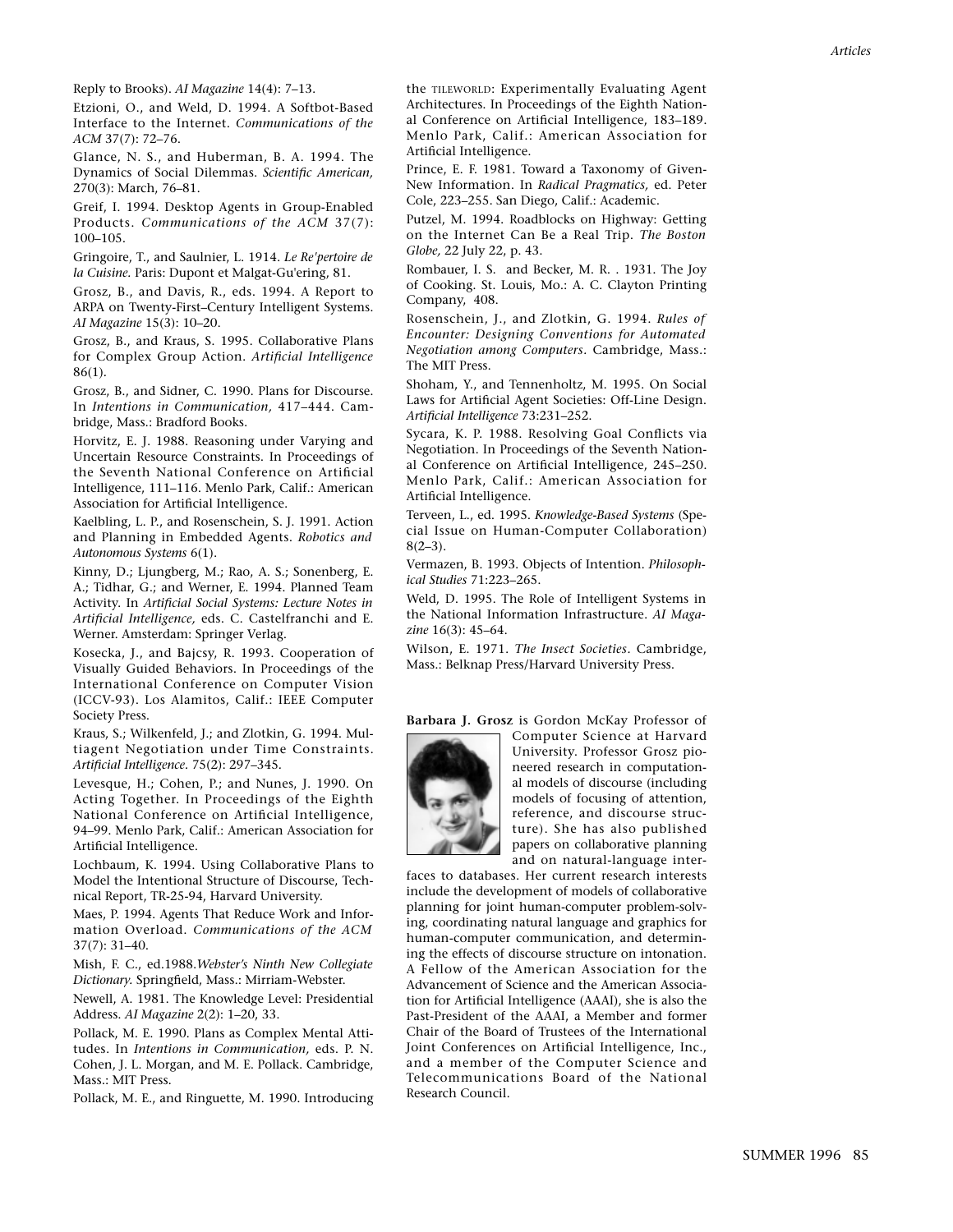Reply to Brooks). *AI Magazine* 14(4): 7–13.

Etzioni, O., and Weld, D. 1994. A Softbot-Based Interface to the Internet. *Communications of the ACM* 37(7): 72–76.

Glance, N. S., and Huberman, B. A. 1994. The Dynamics of Social Dilemmas. *Scientific American,* 270(3): March, 76–81.

Greif, I. 1994. Desktop Agents in Group-Enabled Products. *Communications of the ACM* 37(7): 100–105.

Gringoire, T., and Saulnier, L. 1914. *Le Re'pertoire de la Cuisine.* Paris: Dupont et Malgat-Gu'ering, 81.

Grosz, B., and Davis, R., eds. 1994. A Report to ARPA on Twenty-First–Century Intelligent Systems. *AI Magazine* 15(3): 10–20.

Grosz, B., and Kraus, S. 1995. Collaborative Plans for Complex Group Action. *Artificial Intelligence* 86(1).

Grosz, B., and Sidner, C. 1990. Plans for Discourse. In *Intentions in Communication,* 417–444. Cambridge, Mass.: Bradford Books.

Horvitz, E. J. 1988. Reasoning under Varying and Uncertain Resource Constraints. In Proceedings of the Seventh National Conference on Artificial Intelligence, 111–116. Menlo Park, Calif.: American Association for Artificial Intelligence.

Kaelbling, L. P., and Rosenschein, S. J. 1991. Action and Planning in Embedded Agents. *Robotics and Autonomous Systems* 6(1).

Kinny, D.; Ljungberg, M.; Rao, A. S.; Sonenberg, E. A.; Tidhar, G.; and Werner, E. 1994. Planned Team Activity. In *Artificial Social Systems: Lecture Notes in Artificial Intelligence,* eds. C. Castelfranchi and E. Werner. Amsterdam: Springer Verlag.

Kosecka, J., and Bajcsy, R. 1993. Cooperation of Visually Guided Behaviors. In Proceedings of the International Conference on Computer Vision (ICCV-93). Los Alamitos, Calif.: IEEE Computer Society Press.

Kraus, S.; Wilkenfeld, J.; and Zlotkin, G. 1994. Multiagent Negotiation under Time Constraints. *Artificial Intelligence.* 75(2): 297–345.

Levesque, H.; Cohen, P.; and Nunes, J. 1990. On Acting Together. In Proceedings of the Eighth National Conference on Artificial Intelligence, 94–99. Menlo Park, Calif.: American Association for Artificial Intelligence.

Lochbaum, K. 1994. Using Collaborative Plans to Model the Intentional Structure of Discourse, Technical Report, TR-25-94, Harvard University.

Maes, P. 1994. Agents That Reduce Work and Information Overload. *Communications of the ACM* 37(7): 31–40.

Mish, F. C., ed.1988.*Webster's Ninth New Collegiate Dictionary.* Springfield, Mass.: Mirriam-Webster.

Newell, A. 1981. The Knowledge Level: Presidential Address. *AI Magazine* 2(2): 1–20, 33.

Pollack, M. E. 1990. Plans as Complex Mental Attitudes. In *Intentions in Communication,* eds. P. N. Cohen, J. L. Morgan, and M. E. Pollack. Cambridge, Mass.: MIT Press.

Pollack, M. E., and Ringuette, M. 1990. Introducing the TILEWORLD: Experimentally Evaluating Agent Architectures. In Proceedings of the Eighth National Conference on Artificial Intelligence, 183–189. Menlo Park, Calif.: American Association for Artificial Intelligence.

Prince, E. F. 1981. Toward a Taxonomy of Given-New Information. In *Radical Pragmatics,* ed. Peter Cole, 223–255. San Diego, Calif.: Academic.

Putzel, M. 1994. Roadblocks on Highway: Getting on the Internet Can Be a Real Trip. *The Boston Globe,* 22 July 22, p. 43.

Rombauer, I. S. and Becker, M. R. . 1931. The Joy of Cooking. St. Louis, Mo.: A. C. Clayton Printing Company, 408.

Rosenschein, J., and Zlotkin, G. 1994. *Rules of Encounter: Designing Conventions for Automated Negotiation among Computers*. Cambridge, Mass.: The MIT Press.

Shoham, Y., and Tennenholtz, M. 1995. On Social Laws for Artificial Agent Societies: Off-Line Design. *Artificial Intelligence* 73:231–252.

Sycara, K. P. 1988. Resolving Goal Conflicts via Negotiation. In Proceedings of the Seventh National Conference on Artificial Intelligence, 245–250. Menlo Park, Calif.: American Association for Artificial Intelligence.

Terveen, L., ed. 1995. *Knowledge-Based Systems* (Special Issue on Human-Computer Collaboration) 8(2–3).

Vermazen, B. 1993. Objects of Intention. *Philosophical Studies* 71:223–265.

Weld, D. 1995. The Role of Intelligent Systems in the National Information Infrastructure. *AI Magazine* 16(3): 45–64.

Wilson, E. 1971. *The Insect Societies.* Cambridge, Mass.: Belknap Press/Harvard University Press.

**Barbara J. Grosz** is Gordon McKay Professor of Computer Science at Harvard University. Professor Grosz pioneered research in computational models of discourse (including models of focusing of attention, reference, and discourse structure). She has also published papers on collaborative planning and on natural-language interfaces to databases. Her current research interests include the development of models of collaborative planning for joint human-computer problem-solving, coordinating natural language and graphics for human-computer communication, and determining the effects of discourse structure on intonation. A Fellow of the American Association for the Advancement of Science and the American Association for Artificial Intelligence (AAAI), she is also the Past-President of the AAAI, a Member and former Chair of the Board of Trustees of the International Joint Conferences on Artificial Intelligence, Inc., and a member of the Computer Science and Telecommunications Board of the National Research Council.